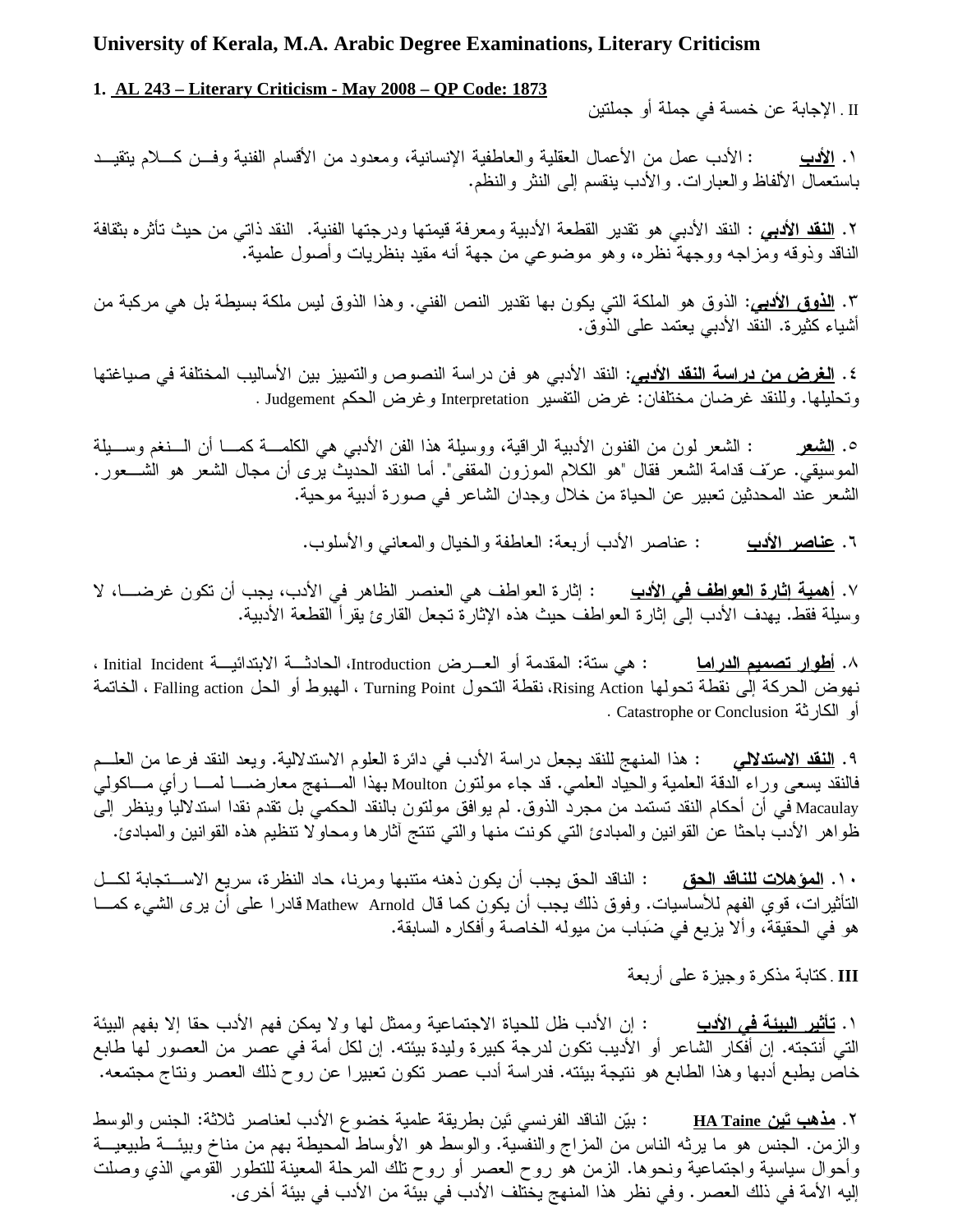# University of Kerala, M.A. Arabic Degree Examinations, Literary Criticism

## 1. AL 243 – Literary Criticism - May 2008 – QP Code: 1873

II . الإجابة عن خمسة في جملة أو جملتين

١. **الأدب** : الأدب عمل من الأعمال العقلية والعاطفية الإنسانية، ومعدود من الأقسام الفنية وفن كلام يتقيد باستعمال الألفاظ والعبارات. والأدب ينقسم إلى النثر والنظم.

٢. **النقد الأدبي** : النقد الأدبي هو تقدير القطعة الأدبية ومعرفة قيمتها ودرجتها الفنية. النقد ذاتي من حيث تأثره بثقافة الناقد وذوقه ومزاجه ووجهة نظره، وهو موضوعي من جهة أنه مقيد بنظريات وأصول علمية.

٣. **الذوق الأدبي**: الذوق هو الملكة التي يكون بها تقدير النص الفني. وهذا الذوق ليس ملكة بسيطة بل هي مركبة من أشياء كثيرة. النقد الأدبي يعتمد على الذوق.

٤. **الغرض من دراسة النقد الأدبي**: النقد الأدبي هو فن دراسة النصوص والتمييز بين الأساليب المختلفة في صياغتها وتحليلها. وللنقد غرضان مختلفان: غرض التفسير Interpretation وغرض الحكم Judgement .

٥. **الشعر** : الشعر لون من الفنون الأدبية الراقية، ووسيلة هذا الفن الأدبي هي الكلمة كما أن النغم وسيلة الموسيقي. عرّف قدامة الشعر فقال "هو الكلام الموزون المقفى". أما النقد الحديث يرى أن مجال الشعر هو الشعور. الشعر عند المحدثين تعبير عن الحياة من خلال وجدان الشاعر في صورة أدبية موحية.

٦. **عناصر الأدب** : عناصر الأدب أربعة: العاطفة والخيال والمعاني والأسلوب.

٧. **أهمية إثارة العواطف في الأدب** : إثارة العواطف هي العنصر الظاهر في الأدب، يجب أن تكون غرضا، لا وسيلة فقط. يهدف الأدب إلى إثارة العواطف حيث هذه الإثارة تجعل القارئ يقرأ القطعة الأدبية.

٨. **أطوار تصميم الدراما** : هي ستة: المقدمة أو العرض Introduction، الحادثة الابتدائية Initial Incident ، نهوض الحركة إلى نقطة تحولها Rising Action، نقطة التحول Turning Point ، الهبوط أو الحل Falling action ، الخاتمة أو الكارثة Catastrophe or Conclusion .

٩. **النقد الاستدلالي** : هذا المنهج للنقد يجعل دراسة الأدب في دائرة العلوم الاستدلالية. ويعد النقد فرعا من العلم فالنقد يسعى وراء الدقة العلمية والحياد العلمي. قد جاء مولتون Moulton بهذا المنهج معارضا لما رأي ماكولي Macaulay في أن أحكام النقد تستمد من مجرد الذوق. لم يوافق مولتون بالنقد الحكمي بل تقدم نقدا استدلاليا وينظر إلى ظواهر الأدب باحثا عن القوانين والمبادئ التي كونت منها والتي تنتج آثارها ومحاولا تنظيم هذه القوانين والمبادئ.

١٠. **المؤهلات للناقد الحق** : الناقد الحق يجب أن يكون ذهنه متنبها ومرنا، حاد النظرة، سريع الاستجابة لكل التأثيرات، قوي الفهم للأساسيات. وفوق ذلك يجب أن يكون كما قال Mathew Arnold قادرا على أن يرى الشيء كما هو في الحقيقة، وألا يزيغ في ضَباب من ميوله الخاصة وأفكاره السابقة.

**III** . كتابة مذكرة وجيزة على أربعة

١. **تأثير البيئة في الأدب** : إن الأدب ظل للحياة الاجتماعية وممثل لها ولا يمكن فهم الأدب حقا إلا بفهم البيئة التي أنتجته. إن أفكار الشاعر أو الأديب تكون لدرجة كبيرة وليدة بيئته. إن لكل أمة في عصر من العصور لها طابع خاص يطبع أدبها وهذا الطابع هو نتيجة بيئته. فدراسة أدب عصر تكون تعبيرا عن روح ذلك العصر ونتاج مجتمعه.

٢. **مذهب تَين HA Taine** : بيّن الناقد الفرنسي تَين بطريقة علمية خضوع الأدب لعناصر ثلاثة: الجنس والوسط والزمن. الجنس هو ما يرثه الناس من المزاج والنفسية. والوسط هو الأوساط المحيطة بهم من مناخ وبيئة طبيعية وأحوال سياسية واجتماعية ونحوها. الزمن هو روح العصر أو روح تلك المرحلة المعينة للتطور القومي الذي وصلت إليه الأمة في ذلك العصر. وفي نظر هذا المنهج يختلف الأدب في بيئة من الأدب في بيئة أخرى.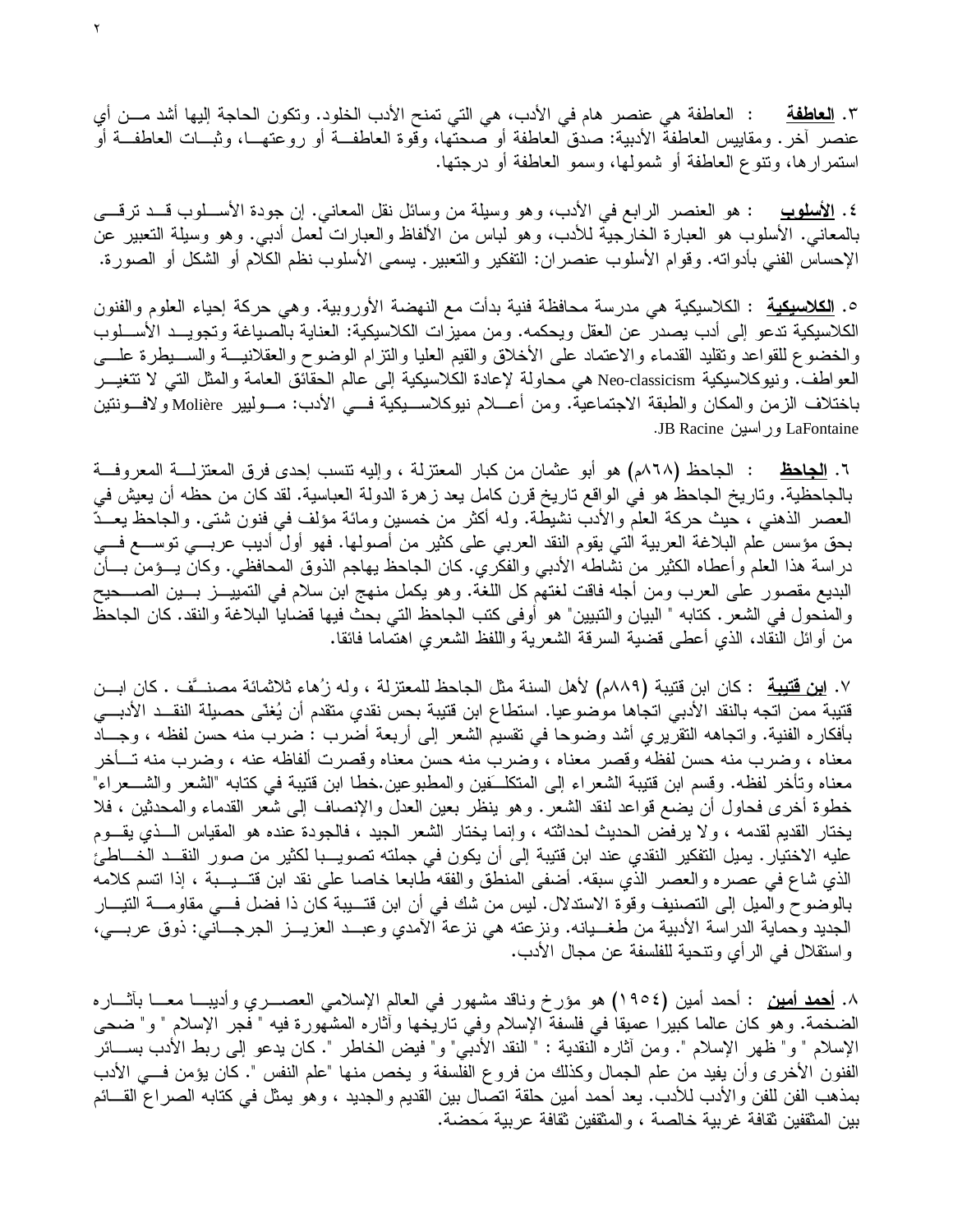٣. **العاطفة** : العاطفة هي عنصر هام في الأدب، هي التي تمنح الأدب الخلود. وتكون الحاجة إليها أشد من أي عنصر آخر. ومقاييس العاطفة الأدبية: صدق العاطفة أو صحتها، وقوة العاطفة أو روعتها، وثبات العاطفة أو استمرارها، وتنوع العاطفة أو شمولها، وسمو العاطفة أو درجتها.

٤. **الأسلوب** : هو العنصر الرابع في الأدب، وهو وسيلة من وسائل نقل المعاني. إن جودة الأسلوب قد ترقى بالمعاني. الأسلوب هو العبارة الخارجية للأدب، وهو لباس من الألفاظ والعبارات لعمل أدبي. وهو وسيلة التعبير عن الإحساس الفني بأدواته. وقوام الأسلوب عنصران: التفكير والتعبير. يسمى الأسلوب نظم الكلام أو الشكل أو الصورة.

٥. **الكلاسيكية** : الكلاسيكية هي مدرسة محافظة فنية بدأت مع النهضة الأوروبية. وهي حركة إحياء العلوم والفنون الكلاسيكية تدعو إلى أدب يصدر عن العقل ويحكمه. ومن مميزات الكلاسيكية: العناية بالصياغة وتجويد الأسلوب والخضوع للقواعد وتقليد القدماء والاعتماد على الأخلاق والقيم العليا والتزام الوضوح والعقلانية والسيطرة على العواطف. ونيوكلاسيكية Neo-classicism هي محاولة لإعادة الكلاسيكية إلى عالم الحقائق العامة والمثل التي لا تتغير باختلاف الزمن والمكان والطبقة الاجتماعية. ومن أعلام نيوكلاسيكية في الأدب: موليير Molière ولافونتين LaFontaine وراسين JB Racine.

٦. **الجاحظ** : الجاحظ (٨٦٨م) هو أبو عثمان من كبار المعتزلة ، وإليه تنسب إحدى فرق المعتزلة المعروفة بالجاحظية. وتاريخ الجاحظ هو في الواقع تاريخ قرن كامل يعد زهرة الدولة العباسية. لقد كان من حظه أن يعيش في العصر الذهني ، حيث حركة العلم والأدب نشيطة. وله أكثر من خمسين ومائة مؤلف في فنون شتى. والجاحظ يعدّ بحق مؤسس علم البلاغة العربية التي يقوم النقد العربي على كثير من أصولها. فهو أول أديب عربي توسع في دراسة هذا العلم وأعطاه الكثير من نشاطه الأدبي والفكري. كان الجاحظ يهاجم الذوق المحافظي. وكان يؤمن بأن البديع مقصور على العرب ومن أجله فاقت لغتهم كل اللغة. وهو يكمل منهج ابن سلام في التمييز بين الصحيح والمنحول في الشعر. كتابه " البيان والتبيين" هو أوفى كتب الجاحظ التي بحث فيها قضايا البلاغة والنقد. كان الجاحظ من أوائل النقاد، الذي أعطى قضية السرقة الشعرية واللفظ الشعري اهتماما فائقا.

٧. **ابن قتيبة** : كان ابن قتيبة (٨٨٩م) لأهل السنة مثل الجاحظ للمعتزلة ، وله زُهاء ثلاثمائة مصنَّف . كان ابن قتيبة ممن اتجه بالنقد الأدبي اتجاها موضوعيا. استطاع ابن قتيبة بحس نقدي متقدم أن يُغنّي حصيلة النقد الأدبي بأفكاره الفنية. واتجاهه التقريري أشد وضوحا في تقسيم الشعر إلى أربعة أضرب : ضرب منه حسن لفظه ، وجاد معناه ، وضرب منه حسن لفظه وقصر معناه ، وضرب منه حسن معناه وقصرت ألفاظه عنه ، وضرب منه تأخر معناه وتأخر لفظه. وقسم ابن قتيبة الشعراء إلى المتكلفين والمطبوعين.خطا ابن قتيبة في كتابه "الشعر والشعراء" خطوة أخرى فحاول أن يضع قواعد لنقد الشعر. وهو ينظر بعين العدل والإنصاف إلى شعر القدماء والمحدثين ، فلا يختار القديم لقدمه ، ولا يرفض الحديث لحداثته ، وإنما يختار الشعر الجيد ، فالجودة عنده هو المقياس الذي يقوم عليه الاختيار. يميل التفكير النقدي عند ابن قتيبة إلى أن يكون في جملته تصويبا لكثير من صور النقد الخاطئ الذي شاع في عصره والعصر الذي سبقه. أضفى المنطق والفقه طابعا خاصا على نقد ابن قتيبة ، إذا اتسم كلامه بالوضوح والميل إلى التصنيف وقوة الاستدلال. ليس من شك في أن ابن قتيبة كان ذا فضل في مقاومة التيار الجديد وحماية الدراسة الأدبية من طغيانه. ونزعته هي نزعة الأمدي وعبد العزيز الجرجاني: ذوق عربي، واستقلال في الرأي وتنحية للفلسفة عن مجال الأدب.

٨. **أحمد أمين** : أحمد أمين (١٩٥٤) هو مؤرخ وناقد مشهور في العالم الإسلامي العصري وأديبا معا بآثاره الضخمة. وهو كان عالما كبيرا عميقا في فلسفة الإسلام وفي تاريخها وآثاره المشهورة فيه " فجر الإسلام " و" ضحى الإسلام " و" ظهر الإسلام ". ومن آثاره النقدية : " النقد الأدبي" و" فيض الخاطر ". كان يدعو إلى ربط الأدب بسائر الفنون الأخرى وأن يفيد من علم الجمال وكذلك من فروع الفلسفة و يخص منها "علم النفس ". كان يؤمن في الأدب بمذهب الفن للفن والأدب للأدب. يعد أحمد أمين حلقة اتصال بين القديم والجديد ، وهو يمثل في كتابه الصراع القائم بين المثقفين ثقافة غربية خالصة ، والمثقفين ثقافة عربية مَحضة.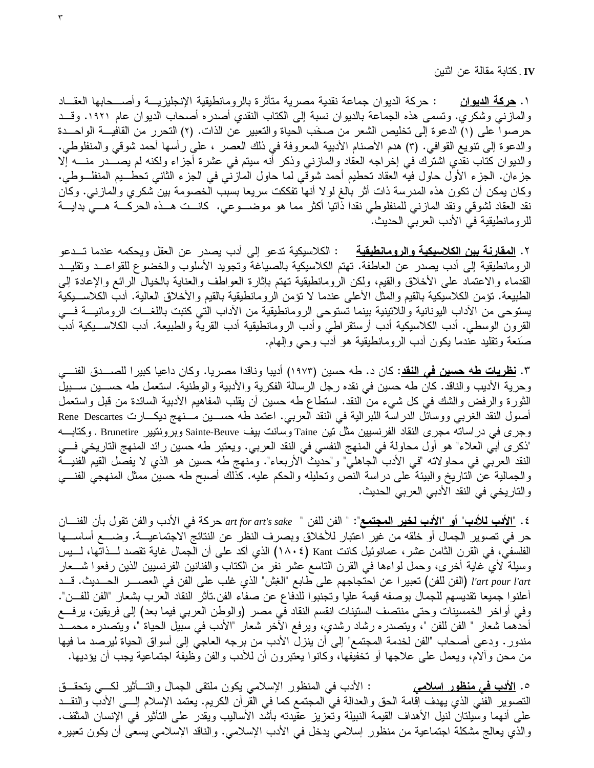**IV**. كتابة مقالة عن اثنين

١. **حركة الديوان** : حركة الديوان جماعة نقدية مصرية متأثرة بالرومانطيقية الإنجليزية وأصحابها العقاد والمازني وشكري. وتسمى هذه الجماعة بالديوان نسبة إلى الكتاب النقدي أصدره أصحاب الديوان عام ١٩٢١. وقد حرصوا على (١) الدعوة إلى تخليص الشعر من صخَب الحياة والتعبير عن الذات. (٢) التحرر من القافية الواحدة والدعوة إلى تنويع القوافي. (٣) هدم الأصنام الأدبية المعروفة في ذلك العصر ، على رأسها أحمد شوقي والمنفلوطي. والديوان كتاب نقدي اشترك في إخراجه العقاد والمازني وذكر أنه سيتم في عشرة أجزاء ولكنه لم يصدر منه إلا جزءان. الجزء الأول حاول فيه العقاد تحطيم أحمد شوقي لما حاول المازني في الجزء الثاني تحطيم المنفلوطي. وكان يمكن أن تكون هذه المدرسة ذات أثر بالغ لولا أنها تفككت سريعا بسبب الخصومة بين شكري والمازني. وكان نقد العقاد لشوقي ونقد المازني للمنفلوطي نقدا ذاتيا أكثر مما هو موضوعي. كانت هذه الحركة هي بداية للرومانطيقية في الأدب العربي الحديث.

٢. **المقارنة بين الكلاسيكية والرومانطيقية** : الكلاسيكية تدعو إلى أدب يصدر عن العقل ويحكمه عندما تدعو الرومانطيقية إلى أدب يصدر عن العاطفة. تهتم الكلاسيكية بالصياغة وتجويد الأسلوب والخضوع للقواعد وتقليد القدماء والاعتماد على الأخلاق والقيم، ولكن الرومانطيقية تهتم بإثارة العواطف والعناية بالخيال الرائع والإعادة إلى الطبيعة. تؤمن الكلاسيكية بالقيم والمثل الأعلى عندما لا تؤمن الرومانطيقية بالقيم والأخلاق العالية. أدب الكلاسيكية يستوحى من الآداب اليونانية واللاتينية بينما تستوحى الرومانطيقية من الآداب التي كتبت باللغات الرومانية في القرون الوسطى. أدب الكلاسيكية أدب أرستقراطي وأدب الرومانطيقية أدب القرية والطبيعة. أدب الكلاسيكية أدب صنَعة وتقليد عندما يكون أدب الرومانطيقية هو أدب وحي وإلهام.

٣. **نظريات طه حسين في النقد**: كان د. طه حسين (١٩٧٣) أديبا وناقدا مصريا. وكان داعيا كبيرا للصدق الفني وحرية الأديب والناقد. كان طه حسين في نقده رجل الرسالة الفكرية والأدبية والوطنية. استعمل طه حسين سبيل الثورة والرفض والشك في كل شيء من النقد. استطاع طه حسين أن يقلب المفاهيم الأدبية السائدة من قبل واستعمل أصول النقد الغربي ووسائل الدراسة اللبرالية في النقد العربي. اعتمد طه حسين منهج ديكارت Rene Descartes وجرى في دراساته مجرى النقاد الفرنسيين مثل تين Taine وسانت بيف Sainte-Beuve وبرونتيير Brunetire . وكتابه "ذكرى أبي العلاء" هو أول محاولة في المنهج النفسي في النقد العربي. ويعتبر طه حسين رائد المنهج التاريخي في النقد العربي في محاولاته "في الأدب الجاهلي" و"حديث الأربعاء". ومنهج طه حسين هو الذي لا يفصل القيم الفنية والجمالية عن التاريخ والبيئة على دراسة النص وتحليله والحكم عليه. كذلك أصبح طه حسين ممثل المنهجي الفني والتاريخي في النقد الأدبي العربي الحديث.

٤. "**الأدب للأدب" أو "الأدب لخير المجتمع**": " الفن للفن " *art for art's sake* حركة في الأدب والفن تقول بأن الفنان حر في تصوير الجمال أو خلقه من غير اعتبار للأخلاق وبصرف النظر عن النتائج الاجتماعية. وضع أساسها الفلسفي، في القرن الثامن عشر، عمانوئيل كانت Kant (١٨٠٤) الذي أكد على أن الجمال غاية تقصد لذاتها، ليس وسيلة لأي غاية أخرى، وحمل لواءها في القرن التاسع عشر نفر من الكتاب والفنانين الفرنسيين الذين رفعوا شعار *l'art pour l'art* (الفن للفن) تعبيرا عن احتجاجهم على طابع "الغِش" الذي غلب على الفن في العصر الحديث. قد أعلنوا جميعا تقديسهم للجمال بوصفه قيمة عليا وتجنبوا للدفاع عن صفاء الفن.تأثر النقاد العرب بشعار "الفن للفن". وفي أواخر الخمسينات وحتى منتصف الستينات انقسم النقاد في مصر (والوطن العربي فيما بعد) إلى فريقين، يرفع أحدهما شعار " الفن للفن "، ويتصدره رشاد رشدي، ويرفع الآخر شعار "الأدب في سبيل الحياة "، ويتصدره محمد مندور. ودعى أصحاب "الفن لخدمة المجتمع" إلى أن ينزل الأدب من برجه العاجي إلى أسواق الحياة ليرصد ما فيها من محن وآلام، ويعمل على علاجها أو تخفيفها، وكانوا يعتبرون أن للأدب والفن وظيفة اجتماعية يجب أن يؤديها.

٥. **الأدب في منظور إسلامي** : الأدب في المنظور الإسلامي يكون ملتقى الجمال والتأثير لكي يتحقق التصوير الفني الذي يهدف إقامة الحق والعدالة في المجتمع كما في القرآن الكريم. يعتمد الإسلام إلى الأدب والنقد على أنهما وسيلتان لنيل الأهداف القيمة النبيلة وتعزيز عقيدته بأشد الأساليب ويقدر على التأثير في الإنسان المثقف. والذي يعالج مشكلة اجتماعية من منظور إسلامي يدخل في الأدب الإسلامي. والناقد الإسلامي يسعى أن يكون تعبيره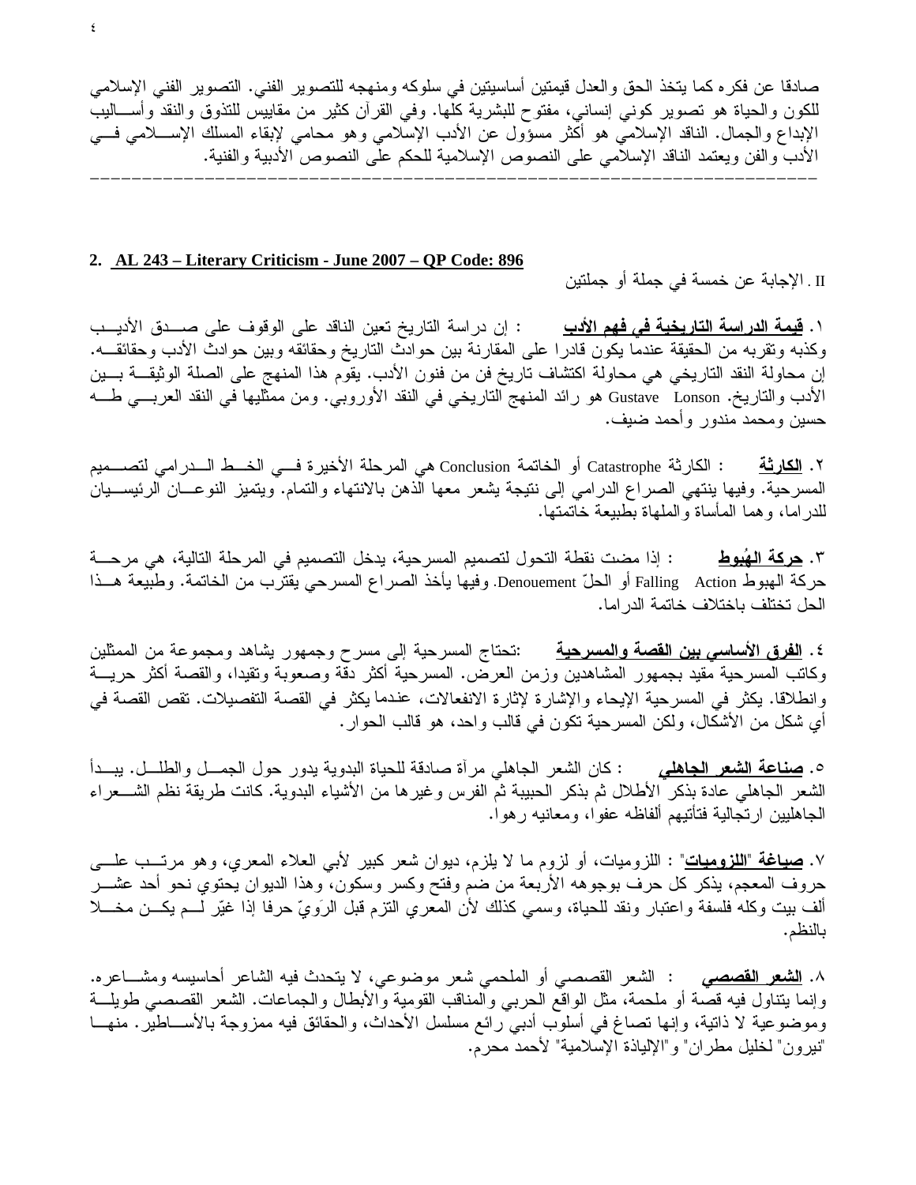صادقا عن فكره كما يتخذ الحق والعدل قيمتين أساسيتين في سلوكه ومنهجه للتصوير الفني. التصوير الفني الإسلامي للكون والحياة هو تصوير كوني إنساني، مفتوح للبشرية كلها. وفي القرآن كثير من مقاييس للتذوق والنقد وأساليب الإبداع والجمال. الناقد الإسلامي هو أكثر مسؤول عن الأدب الإسلامي وهو محامي لإبقاء المسلك الإسلامي في الأدب والفن ويعتمد الناقد الإسلامي على النصوص الإسلامية للحكم على النصوص الأدبية والفنية.

---

**2. AL 243 – Literary Criticism - June 2007 – QP Code: 896**

II . الإجابة عن خمسة في جملة أو جملتين

١. **قيمة الدراسة التاريخية في فهم الأدب** : إن دراسة التاريخ تعين الناقد على الوقوف على صدق الأديب وكذبه وتقربه من الحقيقة عندما يكون قادرا على المقارنة بين حوادث التاريخ وحقائقه وبين حوادث الأدب وحقائقه. إن محاولة النقد التاريخي هي محاولة اكتشاف تاريخ فن من فنون الأدب. يقوم هذا المنهج على الصلة الوثيقة بين الأدب والتاريخ. Gustave Lonson هو رائد المنهج التاريخي في النقد الأوروبي. ومن ممثليها في النقد العربي طه حسين ومحمد مندور وأحمد ضيف.

٢. **الكارثة** : الكارثة Catastrophe أو الخاتمة Conclusion هي المرحلة الأخيرة في الخط الدرامي لتصميم المسرحية. وفيها ينتهي الصراع الدرامي إلى نتيجة يشعر معها الذهن بالانتهاء والتمام. ويتميز النوعان الرئيسيان للدراما، وهما المأساة والملهاة بطبيعة خاتمتها.

٣. **حركة الهُبوط** : إذا مضت نقطة التحول لتصميم المسرحية، يدخل التصميم في المرحلة التالية، هي مرحلة حركة الهبوط Falling Action أو الحلّ Denouement. وفيها يأخذ الصراع المسرحي يقترب من الخاتمة. وطبيعة هذا الحل تختلف باختلاف خاتمة الدراما.

٤. **الفرق الأساسي بين القصة والمسرحية** :تحتاج المسرحية إلى مسرح وجمهور يشاهد ومجموعة من الممثلين وكاتب المسرحية مقيد بجمهور المشاهدين وزمن العرض. المسرحية أكثر دقة وصعوبة وتقيدا، والقصة أكثر حرية وانطلاقا. يكثر في المسرحية الإيحاء والإشارة لإثارة الانفعالات، عندما يكثر في القصة التفصيلات. تقص القصة في أي شكل من الأشكال، ولكن المسرحية تكون في قالب واحد، هو قالب الحوار.

٥. **صناعة الشعر الجاهلي** : كان الشعر الجاهلي مرآة صادقة للحياة البدوية يدور حول الجمل والطلل. يبدأ الشعر الجاهلي عادة بذكر الأطلال ثم بذكر الحبيبة ثم الفرس وغيرها من الأشياء البدوية. كانت طريقة نظم الشعراء الجاهليين ارتجالية فتأتيهم ألفاظه عفوا، ومعانيه رهوا.

٧. **صياغة "اللزوميات"** : اللزوميات، أو لزوم ما لا يلزم، ديوان شعر كبير لأبي العلاء المعري، وهو مرتب على حروف المعجم، يذكر كل حرف بوجوهه الأربعة من ضم وفتح وكسر وسكون، وهذا الديوان يحتوي نحو أحد عشر ألف بيت وكله فلسفة واعتبار ونقد للحياة، وسمي كذلك لأن المعري التزم قبل الرَويّ حرفا إذا غيّر لم يكن مخلا بالنظم.

٨. **الشعر القصصي** : الشعر القصصي أو الملحمي شعر موضوعي، لا يتحدث فيه الشاعر أحاسيسه ومشاعره. وإنما يتناول فيه قصة أو ملحمة، مثل الواقع الحربي والمناقب القومية والأبطال والجماعات. الشعر القصصي طويلة وموضوعية لا ذاتية، وإنها تصاغ في أسلوب أدبي رائع مسلسل الأحداث، والحقائق فيه ممزوجة بالأساطير. منها "نيرون" لخليل مطران" و"الإلياذة الإسلامية" لأحمد محرم.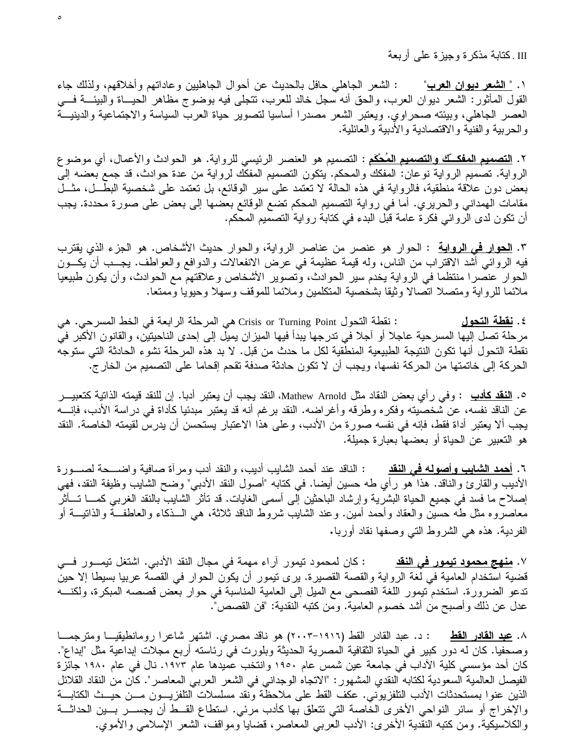III. كتابة مذكرة وجيزة على أربعة

١. "**الشعر ديوان العرب**" : الشعر الجاهلي حافل بالحديث عن أحوال الجاهليين وعاداتهم وأخلاقهم، ولذلك جاء القول المأثور: الشعر ديوان العرب، والحق أنه سجل خالد للعرب، تتجلى فيه بوضوح مظاهر الحياة والبيئة في العصر الجاهلي، وبيئته صحراوي. ويعتبر الشعر مصدرا أساسيا لتصوير حياة العرب السياسة والاجتماعية والدينية والحربية والفنية والاقتصادية والأدبية والعائلية.

٢. **التصميم المفكك والتصميم المُحْكَم** : التصميم هو العنصر الرئيسي للرواية. هو الحوادث والأعمال، أي موضوع الرواية. تصميم الرواية نوعان: المفكك والمحكم. يتكون التصميم المفكك لرواية من عدة حوادث، قد جمع بعضه إلى بعض دون علاقة منطقية، فالرواية في هذه الحالة لا تعتمد على سير الوقائع، بل تعتمد على شخصية البطل، مثل مقامات الهمداني والحريري. أما في رواية التصميم المحكم تضع الوقائع بعضها إلى بعض على صورة محددة. يجب أن تكون لدى الروائي فكرة عامة قبل البدء في كتابة رواية التصميم المحكم.

٣. **الحوار في الرواية** : الحوار هو عنصر من عناصر الرواية، والحوار حديث الأشخاص. هو الجزء الذي يقترب فيه الروائي أشد الاقتراب من الناس، وله قيمة عظيمة في عرض الانفعالات والدوافع والعواطف. يجب أن يكون الحوار عنصرا منتظما في الرواية يخدم سير الحوادث، وتصوير الأشخاص وعلاقتهم مع الحوادث، وأن يكون طبيعيا ملائما للرواية ومتصلا اتصالا وثيقا بشخصية المتكلمين وملائما للموقف وسهلا وحيويا وممتعا.

٤. **نقطة التحول** : نقطة التحول Crisis or Turning Point هي المرحلة الرابعة في الخط المسرحي. هي مرحلة تصل إليها المسرحية عاجلا أو آجلا في تدرجها يبدأ فيها الميزان يميل إلى إحدى الناحيتين، والقانون الأكبر في نقطة التحول أنها تكون النتيجة الطبيعية المنطقية لكل ما حدث من قبل. لا بد هذه المرحلة نشوء الحادثة التي ستوجه الحركة إلى خاتمتها من الحركة نفسها، ويجب أن لا تكون حادثة صدفة تقحم إقحاما على التصميم من الخارج.

٥. **النقد كأدب** : وفي رأي بعض النقاد مثل Mathew Arnold، النقد يجب أن يعتبر أدبا. إن للنقد قيمته الذاتية كتعبير عن الناقد نفسه، عن شخصيته وفكره وطرقه وأغراضه. النقد برغم أنه قد يعتبر مبدئيا كأداة في دراسة الأدب، فإنه يجب ألا يعتبر أداة فقط، فإنه في نفسه صورة من الأدب، وعلى هذا الاعتبار يستحسن أن يدرس لقيمته الخاصة. النقد هو التعبير عن الحياة أو بعضها بعبارة جميلة.

٦. **أحمد الشايب وأصوله في النقد** : الناقد عند أحمد الشايب أديب، والنقد أدب ومرآة صافية واضحة لصورة الأديب والقارئ والناقد. هذا هو رأي طه حسين أيضا. في كتابه "أصول النقد الأدبي" وضح الشايب وظيفة النقد، فهي إصلاح ما فسد في جميع الحياة البشرية وإرشاد الباحثين إلى أسمى الغايات. قد تأثر الشايب بالنقد الغربي كما تأثر معاصروه مثل طه حسين والعقاد وأحمد أمين. وعند الشايب شروط الناقد ثلاثة، هي الذكاء والعاطفة والذاتية أو الفردية. هذه هي الشروط التي وصفها نقاد أوربا.

٧. **منهج محمود تيمور في النقد** : كان لمحمود تيمور آراء مهمة في مجال النقد الأدبي. اشتغل تيمور في قضية استخدام العامية في لغة الرواية والقصة القصيرة. يرى تيمور أن يكون الحوار في القصة عربيا بسيطا إلا حين تدعو الضرورة. استخدم تيمور اللغة الفصحى مع الميل إلى العامية المناسبة في حوار بعض قصصه المبكرة، ولكنه عدل عن ذلك وأصبح من أشد خصوم العامية. ومن كتبه النقدية: "فن القصص".

٨. **عبد القادر القط** : د. عبد القادر القط (١٩١٦-٢٠٠٣) هو ناقد مصري. اشتهر شاعرا رومانطيقيا ومترجما وصحفيا. كان له دور كبير في الحياة الثقافية المصرية الحديثة وبلورت في رئاسته أربع مجلات إبداعية مثل "إبداع". كان أحد مؤسسي كلية الآداب في جامعة عين شمس عام ١٩٥٠ وانتخب عميدها عام ١٩٧٣. نال في عام ١٩٨٠ جائزة الفيصل العالمية السعودية لكتابه النقدي المشهور: "الاتجاه الوجداني في الشعر العربي المعاصر". كان من النقاد القلائل الذين عنوا بمستحدثات الأدب التلفزيوني. عكف القط على ملاحظة ونقد مسلسلات التلفزيون من حيث الكتابة والإخراج أو سائر النواحي الأخرى الخاصة التي تتعلق بها كأدب مرئي. استطاع القط أن يجسر بين الحداثة والكلاسيكية. ومن كتبه النقدية الأخرى: الأدب العربي المعاصر، قضايا ومواقف، الشعر الإسلامي والأموي.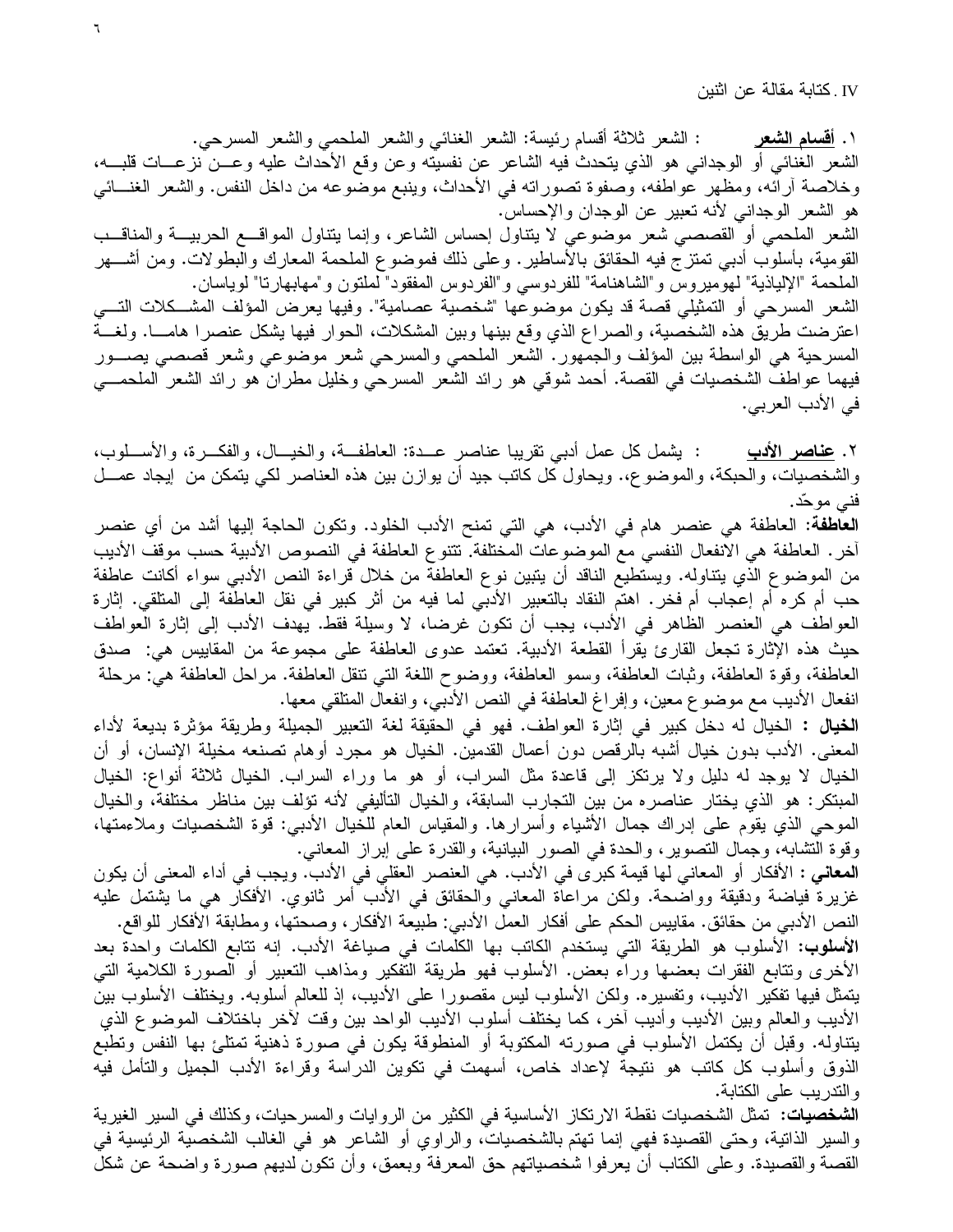IV. كتابة مقالة عن اثنين

١. **أقسام الشعر** : الشعر ثلاثة أقسام رئيسة: الشعر الغنائي والشعر الملحمي والشعر المسرحي.

الشعر الغنائي أو الوجداني هو الذي يتحدث فيه الشاعر عن نفسيته وعن وقع الأحداث عليه وعن نزعات قلبه، وخلاصة آرائه، ومظهر عواطفه، وصفوة تصوراته في الأحداث، وينبع موضوعه من داخل النفس. والشعر الغنائي هو الشعر الوجداني لأنه تعبير عن الوجدان والإحساس.

الشعر الملحمي أو القصصي شعر موضوعي لا يتناول إحساس الشاعر، وإنما يتناول المواقع الحربية والمناقب القومية، بأسلوب أدبي تمتزج فيه الحقائق بالأساطير. وعلى ذلك فموضوع الملحمة المعارك والبطولات. ومن أشهر الملحمة "الإلياذية" لهوميروس و"الشاهنامة" للفردوسي و"الفردوس المفقود" لملتون و"مهابهارتا" لوياسان.

الشعر المسرحي أو التمثيلي قصة قد يكون موضوعها "شخصية عصامية". وفيها يعرض المؤلف المشكلات التي اعترضت طريق هذه الشخصية، والصراع الذي وقع بينها وبين المشكلات، الحوار فيها يشكل عنصرا هاما. ولغة المسرحية هي الواسطة بين المؤلف والجمهور. الشعر الملحمي والمسرحي شعر موضوعي وشعر قصصي يصور فيهما عواطف الشخصيات في القصة. أحمد شوقي هو رائد الشعر المسرحي وخليل مطران هو رائد الشعر الملحمي في الأدب العربي.

٢. **عناصر الأدب** : يشمل كل عمل أدبي تقريبا عناصر عدة: العاطفة، والخيال، والفكرة، والأسلوب، والشخصيات، والحبكة، والموضوع،. ويحاول كل كاتب جيد أن يوازن بين هذه العناصر لكي يتمكن من إيجاد عمل فني موحّد.

**العاطفة:** العاطفة هي عنصر هام في الأدب، هي التي تمنح الأدب الخلود. وتكون الحاجة إليها أشد من أي عنصر آخر. العاطفة هي الانفعال النفسي مع الموضوعات المختلفة. تتنوع العاطفة في النصوص الأدبية حسب موقف الأديب من الموضوع الذي يتناوله. ويستطيع الناقد أن يتبين نوع العاطفة من خلال قراءة النص الأدبي سواء أكانت عاطفة حب أم كره أم إعجاب أم فخر. اهتم النقاد بالتعبير الأدبي لما فيه من أثر كبير في نقل العاطفة إلى المتلقي. إثارة العواطف هي العنصر الظاهر في الأدب، يجب أن تكون غرضا، لا وسيلة فقط. يهدف الأدب إلى إثارة العواطف حيث هذه الإثارة تجعل القارئ يقرأ القطعة الأدبية. تعتمد عدوى العاطفة على مجموعة من المقاييس هي: صدق العاطفة، وقوة العاطفة، وثبات العاطفة، وسمو العاطفة، ووضوح اللغة التي تنقل العاطفة. مراحل العاطفة هي: مرحلة انفعال الأديب مع موضوع معين، وإفراغ العاطفة في النص الأدبي، وانفعال المتلقي معها.

**الخيال :** الخيال له دخل كبير في إثارة العواطف. فهو في الحقيقة لغة التعبير الجميلة وطريقة مؤثرة بديعة لأداء المعنى. الأدب بدون خيال أشبه بالرقص دون أعمال القدمين. الخيال هو مجرد أوهام تصنعه مخيلة الإنسان، أو أن الخيال لا يوجد له دليل ولا يرتكز إلى قاعدة مثل السراب، أو هو ما وراء السراب. الخيال ثلاثة أنواع: الخيال المبتكر: هو الذي يختار عناصره من بين التجارب السابقة، والخيال التأليفي لأنه تؤلف بين مناظر مختلفة، والخيال الموحي الذي يقوم على إدراك جمال الأشياء وأسرارها. والمقياس العام للخيال الأدبي: قوة الشخصيات وملاءمتها، وقوة التشابه، وجمال التصوير، والجدة في الصور البيانية، والقدرة على إبراز المعاني.

**المعاني :** الأفكار أو المعاني لها قيمة كبرى في الأدب. هي العنصر العقلي في الأدب. ويجب في أداء المعنى أن يكون غزيرة فياضة ودقيقة وواضحة. ولكن مراعاة المعاني والحقائق في الأدب أمر ثانوي. الأفكار هي ما يشتمل عليه النص الأدبي من حقائق. مقاييس الحكم على أفكار العمل الأدبي: طبيعة الأفكار، وصحتها، ومطابقة الأفكار للواقع.

**الأسلوب:** الأسلوب هو الطريقة التي يستخدم الكاتب بها الكلمات في صياغة الأدب. إنه تتابع الكلمات واحدة بعد الأخرى وتتابع الفقرات بعضها وراء بعض. الأسلوب فهو طريقة التفكير ومذاهب التعبير أو الصورة الكلامية التي يتمثل فيها تفكير الأديب، وتفسيره. ولكن الأسلوب ليس مقصورا على الأديب، إذ للعالم أسلوبه. ويختلف الأسلوب بين الأديب والعالم وبين الأديب وأديب آخر، كما يختلف أسلوب الأديب الواحد بين وقت لآخر باختلاف الموضوع الذي يتناوله. وقبل أن يكتمل الأسلوب في صورته المكتوبة أو المنطوقة يكون في صورة ذهنية تمتلئ بها النفس وتطبع الذوق وأسلوب كل كاتب هو نتيجة لإعداد خاص، أسهمت في تكوين الدراسة وقراءة الأدب الجميل والتأمل فيه والتدريب على الكتابة.

**الشخصيات:** تمثل الشخصيات نقطة الارتكاز الأساسية في الكثير من الروايات والمسرحيات، وكذلك في السير الغيرية والسير الذاتية، وحتى القصيدة فهي إنما تهتم بالشخصيات، والراوي أو الشاعر هو في الغالب الشخصية الرئيسية في القصة والقصيدة. وعلى الكتاب أن يعرفوا شخصياتهم حق المعرفة وبعمق، وأن تكون لديهم صورة واضحة عن شكل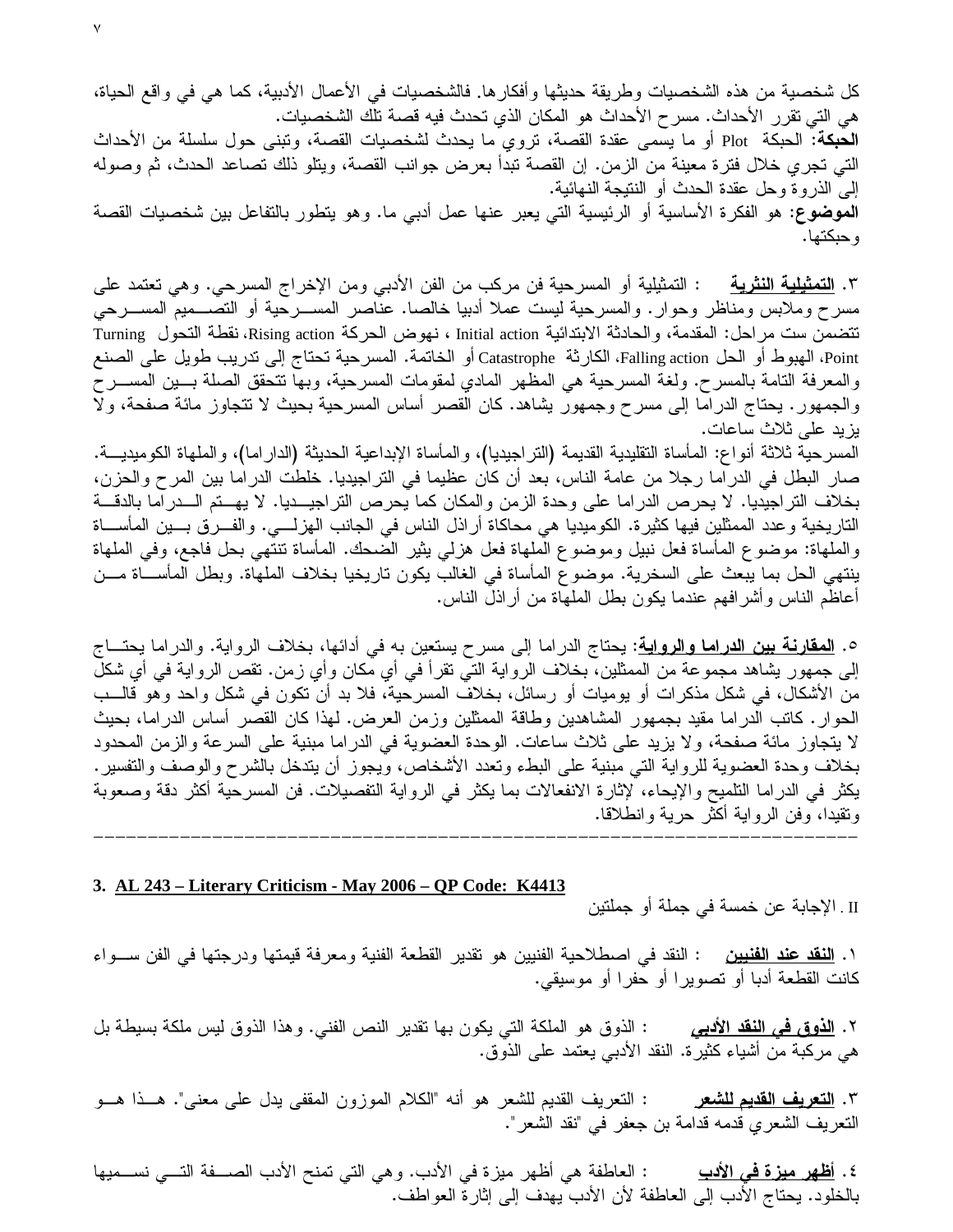كل شخصية من هذه الشخصيات وطريقة حديثها وأفكارها. فالشخصيات في الأعمال الأدبية، كما هي في واقع الحياة، هي التي تقرر الأحداث. مسرح الأحداث هو المكان الذي تحدث فيه قصة تلك الشخصيات.

**الحبكة**: الحبكة Plot أو ما يسمى عقدة القصة، تروي ما يحدث لشخصيات القصة، وتبنى حول سلسلة من الأحداث التي تجري خلال فترة معينة من الزمن. إن القصة تبدأ بعرض جوانب القصة، ويتلو ذلك تصاعد الحدث، ثم وصوله إلى الذروة وحل عقدة الحدث أو النتيجة النهائية.

**الموضوع**: هو الفكرة الأساسية أو الرئيسية التي يعبر عنها عمل أدبي ما. وهو يتطور بالتفاعل بين شخصيات القصة وحبكتها.

٣. **التمثيلية النثرية** : التمثيلية أو المسرحية فن مركب من الفن الأدبي ومن الإخراج المسرحي. وهي تعتمد على مسرح وملابس ومناظر وحوار. والمسرحية ليست عملا أدبيا خالصا. عناصر المسرحية أو التصميم المسرحي تتضمن ست مراحل: المقدمة، والحادثة الابتدائية Initial action ، نهوض الحركة Rising action، نقطة التحول Turning Point، الهبوط أو الحل Falling action، الكارثة Catastrophe أو الخاتمة. المسرحية تحتاج إلى تدريب طويل على الصنع والمعرفة التامة بالمسرح. ولغة المسرحية هي المظهر المادي لمقومات المسرحية، وبها تتحقق الصلة بين المسرح والجمهور. يحتاج الدراما إلى مسرح وجمهور يشاهد. كان القصر أساس المسرحية بحيث لا تتجاوز مائة صفحة، ولا يزيد على ثلاث ساعات.

المسرحية ثلاثة أنواع: المأساة التقليدية القديمة (التراجيديا)، والمأساة الإبداعية الحديثة (الدراما)، والملهاة الكوميدية. صار البطل في الدراما رجلا من عامة الناس، بعد أن كان عظيما في التراجيديا. خلطت الدراما بين المرح والحزن، بخلاف التراجيديا. لا يحرص الدراما على وحدة الزمن والمكان كما يحرص التراجيديا. لا يهتم الدراما بالدقة التاريخية وعدد الممثلين فيها كثيرة. الكوميديا هي محاكاة أراذل الناس في الجانب الهزلي. والفرق بين المأساة والملهاة: موضوع المأساة فعل نبيل وموضوع الملهاة فعل هزلي يثير الضحك. المأساة تنتهي بحل فاجع، وفي الملهاة ينتهي الحل بما يبعث على السخرية. موضوع المأساة في الغالب يكون تاريخيا بخلاف الملهاة. وبطل المأساة من أعاظم الناس وأشرافهم عندما يكون بطل الملهاة من أراذل الناس.

٥. **المقارنة بين الدراما والرواية**: يحتاج الدراما إلى مسرح يستعين به في أدائها، بخلاف الرواية. والدراما يحتاج إلى جمهور يشاهد مجموعة من الممثلين، بخلاف الرواية التي تقرأ في أي مكان وأي زمن. تقص الرواية في أي شكل من الأشكال، في شكل مذكرات أو يوميات أو رسائل، بخلاف المسرحية، فلا بد أن تكون في شكل واحد وهو قالب الحوار. كاتب الدراما مقيد بجمهور المشاهدين وطاقة الممثلين وزمن العرض. لهذا كان القصر أساس الدراما، بحيث لا يتجاوز مائة صفحة، ولا يزيد على ثلاث ساعات. الوحدة العضوية في الدراما مبنية على السرعة والزمن المحدود بخلاف وحدة العضوية للرواية التي مبنية على البطء وتعدد الأشخاص، ويجوز أن يتدخل بالشرح والوصف والتفسير. يكثر في الدراما التلميح والإيحاء، لإثارة الانفعالات بما يكثر في الرواية التفصيلات. فن المسرحية أكثر دقة وصعوبة وتقيدا، وفن الرواية أكثر حرية وانطلاقا.

---

**3. AL 243 – Literary Criticism - May 2006 – QP Code: K4413**

II . الإجابة عن خمسة في جملة أو جملتين

١. **النقد عند الفنيين** : النقد في اصطلاحية الفنيين هو تقدير القطعة الفنية ومعرفة قيمتها ودرجتها في الفن سواء كانت القطعة أدبا أو تصويرا أو حفرا أو موسيقى.

٢. **الذوق في النقد الأدبي** : الذوق هو الملكة التي يكون بها تقدير النص الفني. وهذا الذوق ليس ملكة بسيطة بل هي مركبة من أشياء كثيرة. النقد الأدبي يعتمد على الذوق.

٣. **التعريف القديم للشعر** : التعريف القديم للشعر هو أنه "الكلام الموزون المقفى يدل على معنى". هذا هو التعريف الشعري قدمه قدامة بن جعفر في "نقد الشعر".

٤. **أظهر ميزة في الأدب** : العاطفة هي أظهر ميزة في الأدب. وهي التي تمنح الأدب الصفة التي نسميها بالخلود. يحتاج الأدب إلى العاطفة لأن الأدب يهدف إلى إثارة العواطف.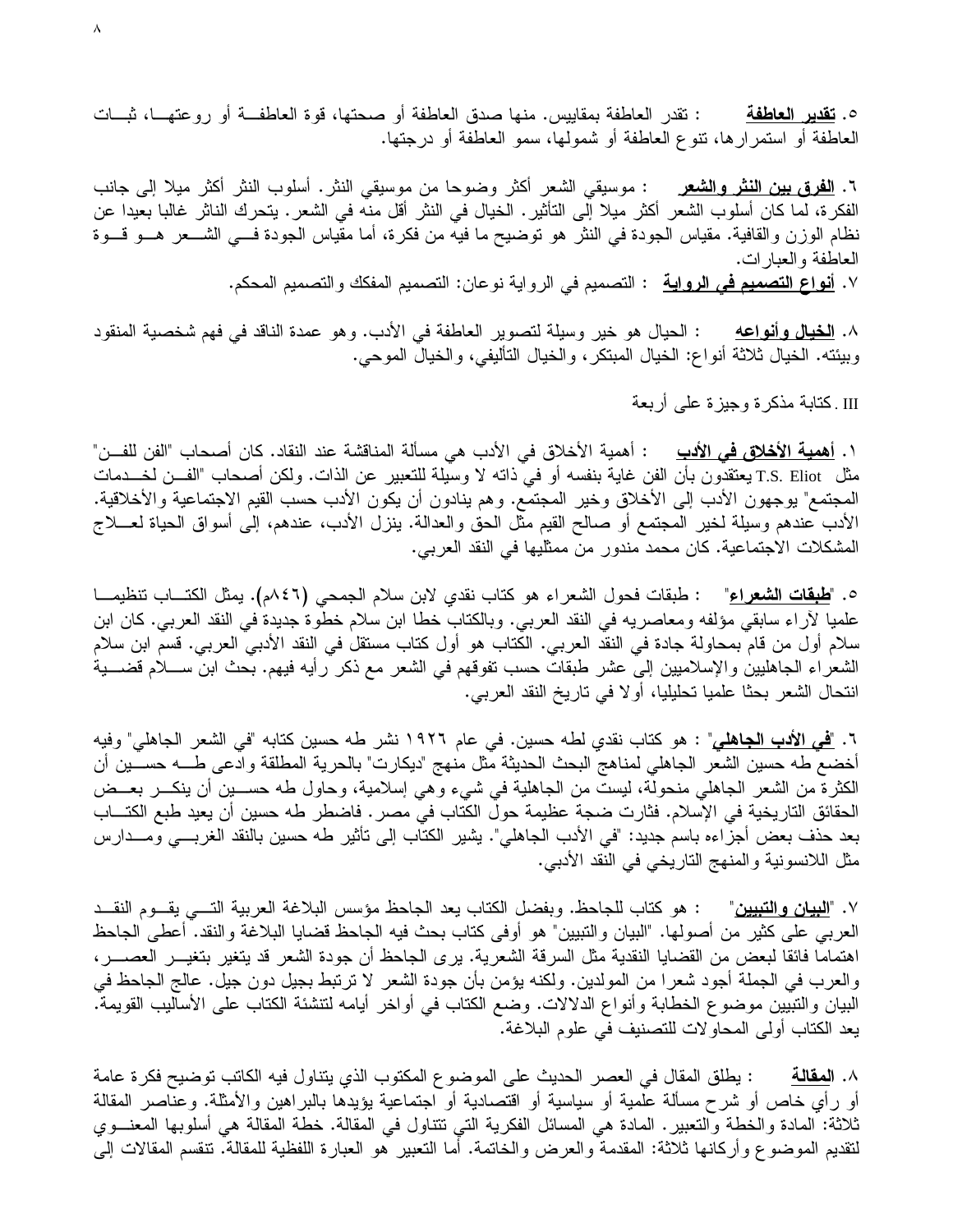٥. **تقدير العاطفة** : تقدر العاطفة بمقاييس. منها صدق العاطفة أو صحتها، قوة العاطفة أو روعتها، ثبات العاطفة أو استمرارها، تنوع العاطفة أو شمولها، سمو العاطفة أو درجتها.

٦. **الفرق بين النثر والشعر** : موسيقي الشعر أكثر وضوحا من موسيقي النثر. أسلوب النثر أكثر ميلا إلى جانب الفكرة، لما كان أسلوب الشعر أكثر ميلا إلى التأثير. الخيال في النثر أقل منه في الشعر. يتحرك الناثر غالبا بعيدا عن نظام الوزن والقافية. مقياس الجودة في النثر هو توضيح ما فيه من فكرة، أما مقياس الجودة في الشعر هو قوة العاطفة والعبارات.

٧. **أنواع التصميم في الرواية** : التصميم في الرواية نوعان: التصميم المفكك والتصميم المحكم.

٨. **الخيال وأنواعه** : الخيال هو خير وسيلة لتصوير العاطفة في الأدب. وهو عمدة الناقد في فهم شخصية المنقود وبيئته. الخيال ثلاثة أنواع: الخيال المبتكر، والخيال التأليفي، والخيال الموحي.

III. كتابة مذكرة وجيزة على أربعة

١. **أهمية الأخلاق في الأدب** : أهمية الأخلاق في الأدب هي مسألة المناقشة عند النقاد. كان أصحاب "الفن للفن" مثل T.S. Eliot يعتقدون بأن الفن غاية بنفسه أو في ذاته لا وسيلة للتعبير عن الذات. ولكن أصحاب "الفن لخدمات المجتمع" يوجهون الأدب إلى الأخلاق وخير المجتمع. وهم ينادون أن يكون الأدب حسب القيم الاجتماعية والأخلاقية. الأدب عندهم وسيلة لخير المجتمع أو صالح القيم مثل الحق والعدالة. ينزل الأدب، عندهم، إلى أسواق الحياة لعلاج المشكلات الاجتماعية. كان محمد مندور من ممثليها في النقد العربي.

٥. "**طبقات الشعراء**" : طبقات فحول الشعراء هو كتاب نقدي لابن سلام الجمحي (٨٤٦م). يمثل الكتاب تنظيما علميا لآراء سابقي مؤلفه ومعاصريه في النقد العربي. وبالكتاب خطا ابن سلام خطوة جديدة في النقد العربي. كان ابن سلام أول من قام بمحاولة جادة في النقد العربي. الكتاب هو أول كتاب مستقل في النقد الأدبي العربي. قسم ابن سلام الشعراء الجاهليين والإسلاميين إلى عشر طبقات حسب تفوقهم في الشعر مع ذكر رأيه فيهم. بحث ابن سلام قضية انتحال الشعر بحثا علميا تحليليا، أولا في تاريخ النقد العربي.

٦. "**في الأدب الجاهلي**" : هو كتاب نقدي لطه حسين. في عام ١٩٢٦ نشر طه حسين كتابه "في الشعر الجاهلي" وفيه أخضع طه حسين الشعر الجاهلي لمناهج البحث الحديثة مثل منهج "ديكارت" بالحرية المطلقة وادعى طه حسين أن الكثرة من الشعر الجاهلي منحولة، ليست من الجاهلية في شيء وهي إسلامية، وحاول طه حسين أن ينكر بعض الحقائق التاريخية في الإسلام. فثارت ضجة عظيمة حول الكتاب في مصر. فاضطر طه حسين أن يعيد طبع الكتاب بعد حذف بعض أجزاءه باسم جديد: "في الأدب الجاهلي". يشير الكتاب إلى تأثير طه حسين بالنقد الغربي ومدارس مثل اللانسونية والمنهج التاريخي في النقد الأدبي.

٧. "**البيان والتبيين**" : هو كتاب للجاحظ. وبفضل الكتاب يعد الجاحظ مؤسس البلاغة العربية التي يقوم النقد العربي على كثير من أصولها. "البيان والتبيين" هو أوفى كتاب بحث فيه الجاحظ قضايا البلاغة والنقد. أعطى الجاحظ اهتماما فائقا لبعض من القضايا النقدية مثل السرقة الشعرية. يرى الجاحظ أن جودة الشعر قد يتغير بتغير العصر، والعرب في الجملة أجود شعرا من المولدين. ولكنه يؤمن بأن جودة الشعر لا ترتبط بجيل دون جيل. عالج الجاحظ في البيان والتبيين موضوع الخطابة وأنواع الدلالات. وضع الكتاب في أواخر أيامه لتنشئة الكتاب على الأساليب القويمة. يعد الكتاب أولى المحاولات للتصنيف في علوم البلاغة.

٨. **المقالة** : يطلق المقال في العصر الحديث على الموضوع المكتوب الذي يتناول فيه الكاتب توضيح فكرة عامة أو رأي خاص أو شرح مسألة علمية أو سياسية أو اقتصادية أو اجتماعية يؤيدها بالبراهين والأمثلة. وعناصر المقالة ثلاثة: المادة والخطة والتعبير. المادة هي المسائل الفكرية التي تتناول في المقالة. خطة المقالة هي أسلوبها المعنوي لتقديم الموضوع وأركانها ثلاثة: المقدمة والعرض والخاتمة. أما التعبير هو العبارة اللفظية للمقالة. تنقسم المقالات إلى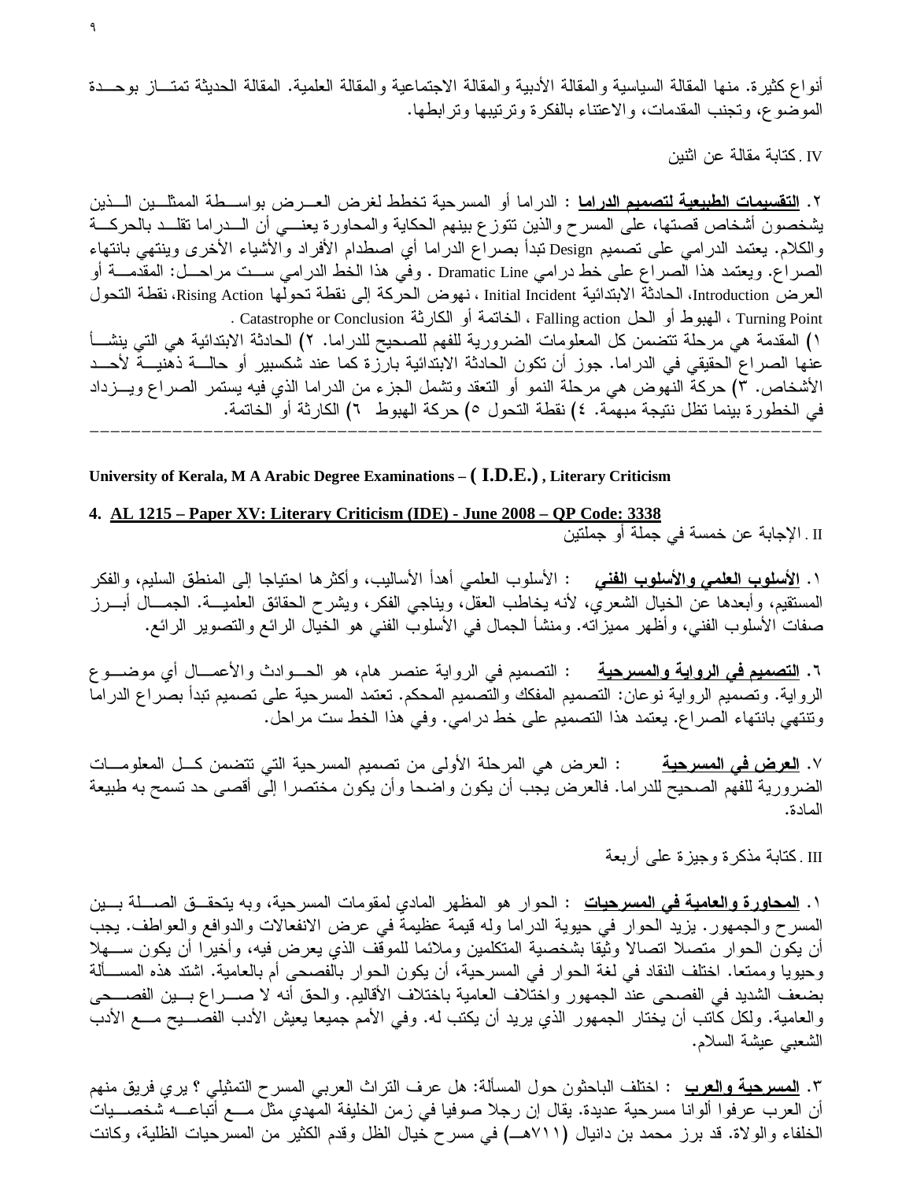أنواع كثيرة. منها المقالة السياسية والمقالة الأدبية والمقالة الاجتماعية والمقالة العلمية. المقالة الحديثة تمتاز بوحدة الموضوع، وتجنب المقدمات، والاعتناء بالفكرة وترتيبها وترابطها.

IV . كتابة مقالة عن اثنين

٢. **التقسيمات الطبيعية لتصميم الدراما** : الدراما أو المسرحية تخطط لغرض العرض بواسطة الممثلين الذين يشخصون أشخاص قصتها، على المسرح والذين تتوزع بينهم الحكاية والمحاورة يعني أن الدراما تقلد بالحركة والكلام. يعتمد الدرامي على تصميم Design تبدأ بصراع الدراما أي اصطدام الأفراد والأشياء الأخرى وينتهي بانتهاء الصراع. ويعتمد هذا الصراع على خط درامي Dramatic Line . وفي هذا الخط الدرامي ست مراحل: المقدمة أو العرض Introduction، الحادثة الابتدائية Initial Incident ، نهوض الحركة إلى نقطة تحولها Rising Action، نقطة التحول Turning Point ، الهبوط أو الحل Falling action ، الخاتمة أو الكارثة Catastrophe or Conclusion .

١) المقدمة هي مرحلة تتضمن كل المعلومات الضرورية للفهم للصحيح للدراما. ٢) الحادثة الابتدائية هي التي ينشأ عنها الصراع الحقيقي في الدراما. جوز أن تكون الحادثة الابتدائية بارزة كما عند شكسبير أو حالة ذهنية لأحد الأشخاص. ٣) حركة النهوض هي مرحلة النمو أو التعقد وتشمل الجزء من الدراما الذي فيه يستمر الصراع ويزداد في الخطورة بينما تظل نتيجة مبهمة. ٤) نقطة التحول ٥) حركة الهبوط ٦) الكارثة أو الخاتمة.

---

**University of Kerala, M A Arabic Degree Examinations – ( I.D.E.) , Literary Criticism**

**4. <u>AL 1215 – Paper XV: Literary Criticism (IDE) - June 2008 – QP Code: 3338</u>**

II . الإجابة عن خمسة في جملة أو جملتين

١. **الأسلوب العلمي والأسلوب الفني** : الأسلوب العلمي أهدأ الأساليب، وأكثرها احتياجا إلى المنطق السليم، والفكر المستقيم، وأبعدها عن الخيال الشعري، لأنه يخاطب العقل، ويناجي الفكر، ويشرح الحقائق العلمية. الجمال أبرز صفات الأسلوب الفني، وأظهر مميزاته. ومنشأ الجمال في الأسلوب الفني هو الخيال الرائع والتصوير الرائع.

٦. **التصميم في الرواية والمسرحية** : التصميم في الرواية عنصر هام، هو الحوادث والأعمال أي موضوع الرواية. وتصميم الرواية نوعان: التصميم المفكك والتصميم المحكم. تعتمد المسرحية على تصميم تبدأ بصراع الدراما وتنتهي بانتهاء الصراع. يعتمد هذا التصميم على خط درامي. وفي هذا الخط ست مراحل.

٧. **العرض في المسرحية** : العرض هي المرحلة الأولى من تصميم المسرحية التي تتضمن كل المعلومات الضرورية للفهم الصحيح للدراما. فالعرض يجب أن يكون واضحا وأن يكون مختصرا إلى أقصى حد تسمح به طبيعة المادة.

III . كتابة مذكرة وجيزة على أربعة

١. **المحاورة والعامية في المسرحيات** : الحوار هو المظهر المادي لمقومات المسرحية، وبه يتحقق الصلة بين المسرح والجمهور. يزيد الحوار في حيوية الدراما وله قيمة عظيمة في عرض الانفعالات والدوافع والعواطف. يجب أن يكون الحوار متصلا اتصالا وثيقا بشخصية المتكلمين وملائما للموقف الذي يعرض فيه، وأخيرا أن يكون سهلا وحيويا وممتعا. اختلف النقاد في لغة الحوار في المسرحية، أن يكون الحوار بالفصحى أم بالعامية. اشتد هذه المسألة بضعف الشديد في الفصحى عند الجمهور واختلاف العامية باختلاف الأقاليم. والحق أنه لا صراع بين الفصحى والعامية. ولكل كاتب أن يختار الجمهور الذي يريد أن يكتب له. وفي الأمم جميعا يعيش الأدب الفصيح مع الأدب الشعبي عيشة السلام.

٣. **المسرحية والعرب** : اختلف الباحثون حول المسألة: هل عرف التراث العربي المسرح التمثيلي ؟ يري فريق منهم أن العرب عرفوا ألوانا مسرحية عديدة. يقال إن رجلا صوفيا في زمن الخليفة المهدي مثل مع أتباعه شخصيات الخلفاء والولاة. قد برز محمد بن دانيال (٧١١هـ) في مسرح خيال الظل وقدم الكثير من المسرحيات الظلية، وكانت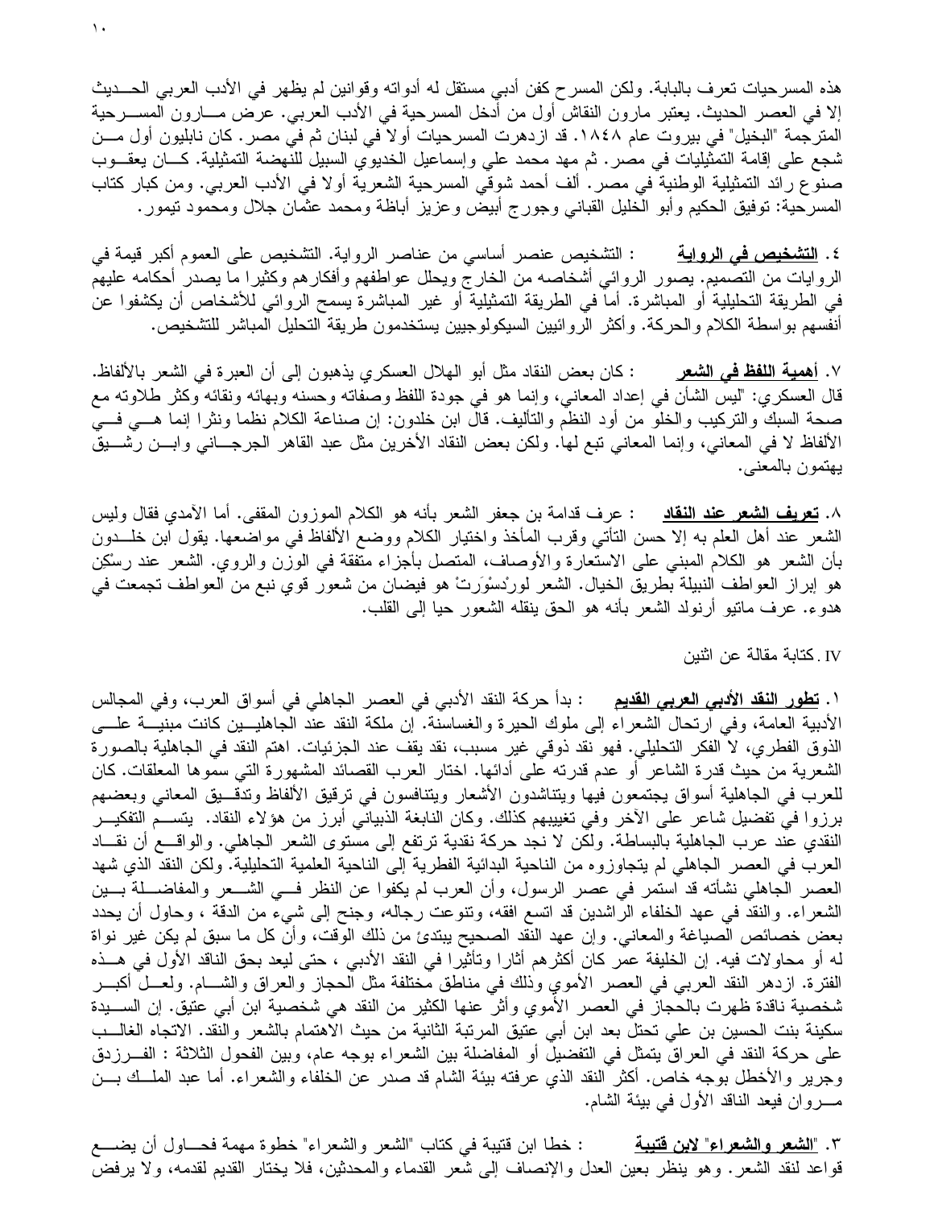هذه المسرحيات تعرف بالبابة. ولكن المسرح كفن أدبي مستقل له أدواته وقوانين لم يظهر في الأدب العربي الحديث إلا في العصر الحديث. يعتبر مارون النقاش أول من أدخل المسرحية في الأدب العربي. عرض مارون المسرحية المترجمة "البخيل" في بيروت عام ١٨٤٨. قد ازدهرت المسرحيات أولا في لبنان ثم في مصر. كان نابليون أول من شجع على إقامة التمثيليات في مصر. ثم مهد محمد علي وإسماعيل الخديوي السبيل للنهضة التمثيلية. كان يعقوب صنوع رائد التمثيلية الوطنية في مصر. ألف أحمد شوقي المسرحية الشعرية أولا في الأدب العربي. ومن كبار كتاب المسرحية: توفيق الحكيم وأبو الخليل القباني وجورج أبيض وعزيز أباظة ومحمد عثمان جلال ومحمود تيمور.

٤. **التشخيص في الرواية** : التشخيص عنصر أساسي من عناصر الرواية. التشخيص على العموم أكبر قيمة في الروايات من التصميم. يصور الروائي أشخاصه من الخارج ويحلل عواطفهم وأفكارهم وكثيرا ما يصدر أحكامه عليهم في الطريقة التحليلية أو المباشرة. أما في الطريقة التمثيلية أو غير المباشرة يسمح الروائي للأشخاص أن يكشفوا عن أنفسهم بواسطة الكلام والحركة. وأكثر الروائيين السيكولوجيين يستخدمون طريقة التحليل المباشر للتشخيص.

٧. **أهمية اللفظ في الشعر** : كان بعض النقاد مثل أبو الهلال العسكري يذهبون إلى أن العبرة في الشعر بالألفاظ. قال العسكري: "ليس الشأن في إعداد المعاني، وإنما هو في جودة اللفظ وصفاته وحسنه وبهائه ونقائه وكثر طلاوته مع صحة السبك والتركيب والخلو من أود النظم والتأليف. قال ابن خلدون: إن صناعة الكلام نظما ونثرا إنما هي في الألفاظ لا في المعاني، وإنما المعاني تبع لها. ولكن بعض النقاد الأخرين مثل عبد القاهر الجرجاني وابن رشيق يهتمون بالمعنى.

٨. **تعريف الشعر عند النقاد** : عرف قدامة بن جعفر الشعر بأنه هو الكلام الموزون المقفى. أما الآمدي فقال وليس الشعر عند أهل العلم به إلا حسن التأتي وقرب المأخذ واختيار الكلام ووضع الألفاظ في مواضعها. يقول ابن خلدون بأن الشعر هو الكلام المبني على الاستعارة والأوصاف، المتصل بأجزاء متفقة في الوزن والروي. الشعر عند رسْكِن هو إبراز العواطف النبيلة بطريق الخيال. الشعر لورْدسْوَرتْ هو فيضان من شعور قوي نبع من العواطف تجمعت في هدوء. عرف ماتيو أرنولد الشعر بأنه هو الحق ينقله الشعور حيا إلى القلب.

IV. كتابة مقالة عن اثنين

١. **تطور النقد الأدبي العربي القديم** : بدأ حركة النقد الأدبي في العصر الجاهلي في أسواق العرب، وفي المجالس الأدبية العامة، وفي ارتحال الشعراء إلى ملوك الحيرة والغساسنة. إن ملكة النقد عند الجاهليين كانت مبنية على الذوق الفطري، لا الفكر التحليلي. فهو نقد ذوقي غير مسبب، نقد يقف عند الجزئيات. اهتم النقد في الجاهلية بالصورة الشعرية من حيث قدرة الشاعر أو عدم قدرته على أدائها. اختار العرب القصائد المشهورة التي سموها المعلقات. كان للعرب في الجاهلية أسواق يجتمعون فيها ويتناشدون الأشعار ويتنافسون في ترقيق الألفاظ وتدقيق المعاني وبعضهم برزوا في تفضيل شاعر على الآخر وفي تغييبهم كذلك. وكان النابغة الذبياني أبرز من هؤلاء النقاد. يتسم التفكير النقدي عند عرب الجاهلية بالبساطة. ولكن لا نجد حركة نقدية ترتفع إلى مستوى الشعر الجاهلي. والواقع أن نقاد العرب في العصر الجاهلي لم يتجاوزوه من الناحية البدائية الفطرية إلى الناحية العلمية التحليلية. ولكن النقد الذي شهد العصر الجاهلي نشأته قد استمر في عصر الرسول، وأن العرب لم يكفوا عن النظر في الشعر والمفاضلة بين الشعراء. والنقد في عهد الخلفاء الراشدين قد اتسع افقه، وتنوعت رجاله، وجنح إلى شيء من الدقة ، وحاول أن يحدد بعض خصائص الصياغة والمعاني. وإن عهد النقد الصحيح يبتدئ من ذلك الوقت، وأن كل ما سبق لم يكن غير نواة له أو محاولات فيه. إن الخليفة عمر كان أكثرهم أثارا وتأثيرا في النقد الأدبي ، حتى ليعد بحق الناقد الأول في هذه الفترة. ازدهر النقد العربي في العصر الأموي وذلك في مناطق مختلفة مثل الحجاز والعراق والشام. ولعل أكبر شخصية ناقدة ظهرت بالحجاز في العصر الأموي وأثر عنها الكثير من النقد هي شخصية ابن أبي عتيق. إن السيدة سكينة بنت الحسين بن علي تحتل بعد ابن أبي عتيق المرتبة الثانية من حيث الاهتمام بالشعر والنقد. الاتجاه الغالب على حركة النقد في العراق يتمثل في التفضيل أو المفاضلة بين الشعراء بوجه عام، وبين الفحول الثلاثة : الفرزدق وجرير والأخطل بوجه خاص. أكثر النقد الذي عرفته بيئة الشام قد صدر عن الخلفاء والشعراء. أما عبد الملك بن مروان فيعد الناقد الأول في بيئة الشام.

٣. **"الشعر والشعراء" لابن قتيبة** : خطا ابن قتيبة في كتاب "الشعر والشعراء" خطوة مهمة فحاول أن يضع قواعد لنقد الشعر. وهو ينظر بعين العدل والإنصاف إلى شعر القدماء والمحدثين، فلا يختار القديم لقدمه، ولا يرفض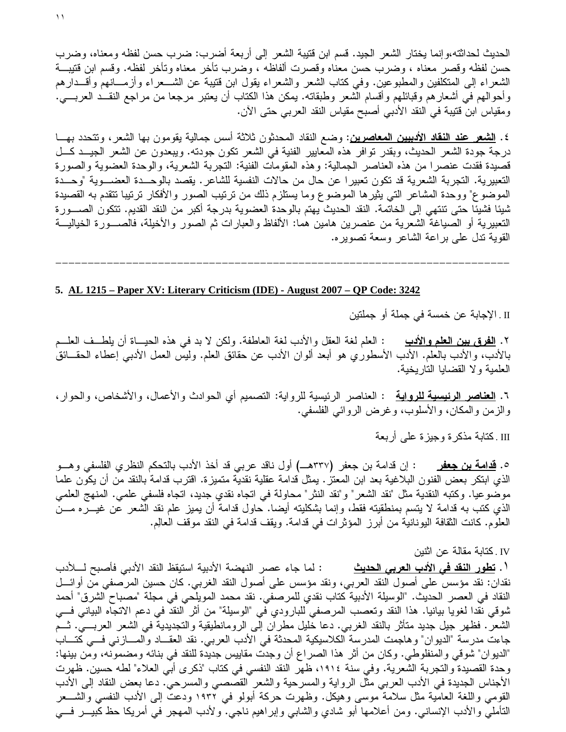الحديث لحداثته،وإنما يختار الشعر الجيد. قسم ابن قتيبة الشعر إلى أربعة أضرب: ضرب حسن لفظه ومعناه، وضرب حسن لفظه وقصر معناه ، وضرب حسن معناه وقصرت ألفاظه ، وضرب تأخر معناه وتأخر لفظه. وقسم ابن قتيبة الشعراء إلى المتكلفين والمطبوعين. وفي كتاب الشعر والشعراء يقول ابن قتيبة عن الشعراء وأزمانهم وأقدارهم وأحوالهم في أشعارهم وقبائلهم وأقسام الشعر وطبقاته. يمكن هذا الكتاب أن يعتبر مرجعا من مراجع النقد العربي. ومقياس ابن قتيبة في النقد الأدبي أصبح مقياس النقد العربي حتى الآن.

٤. **<u>الشعر عند النقاد الأدبيين المعاصرين</u>**: وضع النقاد المحدثون ثلاثة أسس جمالية يقومون بها الشعر، وتتحدد بها درجة جودة الشعر الحديث، وبقدر توافر هذه المعايير الفنية في الشعر تكون جودته. ويبعدون عن الشعر الجيد كل قصيدة فقدت عنصرا من هذه العناصر الجمالية: وهذه المقومات الفنية: التجربة الشعرية، والوحدة العضوية والصورة التعبيرية. التجربة الشعرية قد تكون تعبيرا عن حال من حالات النفسية للشاعر. يقصد بالوحدة العضوية "وحدة الموضوع" ووحدة المشاعر التي يثيرها الموضوع وما يستلزم ذلك من ترتيب الصور والأفكار ترتيبا تتقدم به القصيدة شيئا فشيئا حتى تنتهي إلى الخاتمة. النقد الحديث يهتم بالوحدة العضوية بدرجة أكبر من النقد القديم. تتكون الصورة التعبيرية أو الصياغة الشعرية من عنصرين هامين هما: الألفاظ والعبارات ثم الصور والأخيلة، فالصورة الخيالية القوية تدل على براعة الشاعر وسعة تصويره.

---

## 5. <u>AL 1215 – Paper XV: Literary Criticism (IDE) - August 2007 – QP Code: 3242</u>

II . الإجابة عن خمسة في جملة أو جملتين

٢. **<u>الفرق بين العلم والأدب</u>** : العلم لغة العقل والأدب لغة العاطفة. ولكن لا بد في هذه الحياة أن يلطف العلم بالأدب، والأدب بالعلم. الأدب الأسطوري هو أبعد ألوان الأدب عن حقائق العلم. وليس العمل الأدبي إعطاء الحقائق العلمية ولا القضايا التاريخية.

٦. **<u>العناصر الرئيسية للرواية</u>** : العناصر الرئيسية للرواية: التصميم أي الحوادث والأعمال، والأشخاص، والحوار، والزمن والمكان، والأسلوب، وغرض الروائي الفلسفي.

III . كتابة مذكرة وجيزة على أربعة

٥. **<u>قدامة بن جعفر</u>** : إن قدامة بن جعفر (٣٣٧هـ) أول ناقد عربي قد أخذ الأدب بالتحكم النظري الفلسفي وهو الذي ابتكر بعض الفنون البلاغية بعد ابن المعتز. يمثل قدامة عقلية نقدية متميزة. اقترب قدامة بالنقد من أن يكون علما موضوعيا. وكتبه النقدية مثل "نقد الشعر" و"نقد النثر" محاولة في اتجاه نقدي جديد، اتجاه فلسفي علمي. المنهج العلمي الذي كتب به قدامة لا يتسم بمنطقيته فقط، وإنما بشكليته أيضا. حاول قدامة أن يميز علم نقد الشعر عن غيره من العلوم. كانت الثقافة اليونانية من أبرز المؤثرات في قدامة. ويقف قدامة في النقد موقف العالِم.

IV . كتابة مقالة عن اثنين

١. **<u>تطور النقد في الأدب العربي الحديث</u>** : لما جاء عصر النهضة الأدبية استيقظ النقد الأدبي فأصبح للأدب نقدان: نقد مؤسس على أصول النقد العربي، ونقد مؤسس على أصول النقد الغربي. كان حسين المرصفي من أوائل النقاد في العصر الحديث. "الوسيلة الأدبية كتاب نقدي للمرصفي. نقد محمد المويلحي في مجلة "مصباح الشرق" أحمد شوقي نقدا لغويا بيانيا. هذا النقد وتعصب المرصفي للبارودي في "الوسيلة" من أثر النقد في دعم الاتجاه البياني في الشعر. فظهر جيل جديد متأثر بالنقد الغربي. دعا خليل مطران إلى الرومانطيقية والتجديدية في الشعر العربي. ثم جاءت مدرسة "الديوان" وهاجمت المدرسة الكلاسيكية المحدثة في الأدب العربي. نقد العقاد والمازني في كتاب "الديوان" شوقي والمنفلوطي. وكان من أثر هذا الصراع أن وجدت مقاييس جديدة للنقد في بنائه ومضمونه، ومن بينها: وحدة القصيدة والتجربة الشعرية. وفي سنة ١٩١٤، ظهر النقد النفسي في كتاب "ذكرى أبي العلاء" لطه حسين. ظهرت الأجناس الجديدة في الأدب العربي مثل الرواية والمسرحية والشعر القصصي والمسرحي. دعا بعض النقاد إلى الأدب القومي واللغة العامية مثل سلامة موسى وهيكل. وظهرت حركة أبولو في ١٩٣٢ ودعت إلى الأدب النفسي والشعر التأملي والأدب الإنساني. ومن أعلامها أبو شادي والشابي وإبراهيم ناجي. ولأدب المهجر في أمريكا حظ كبير في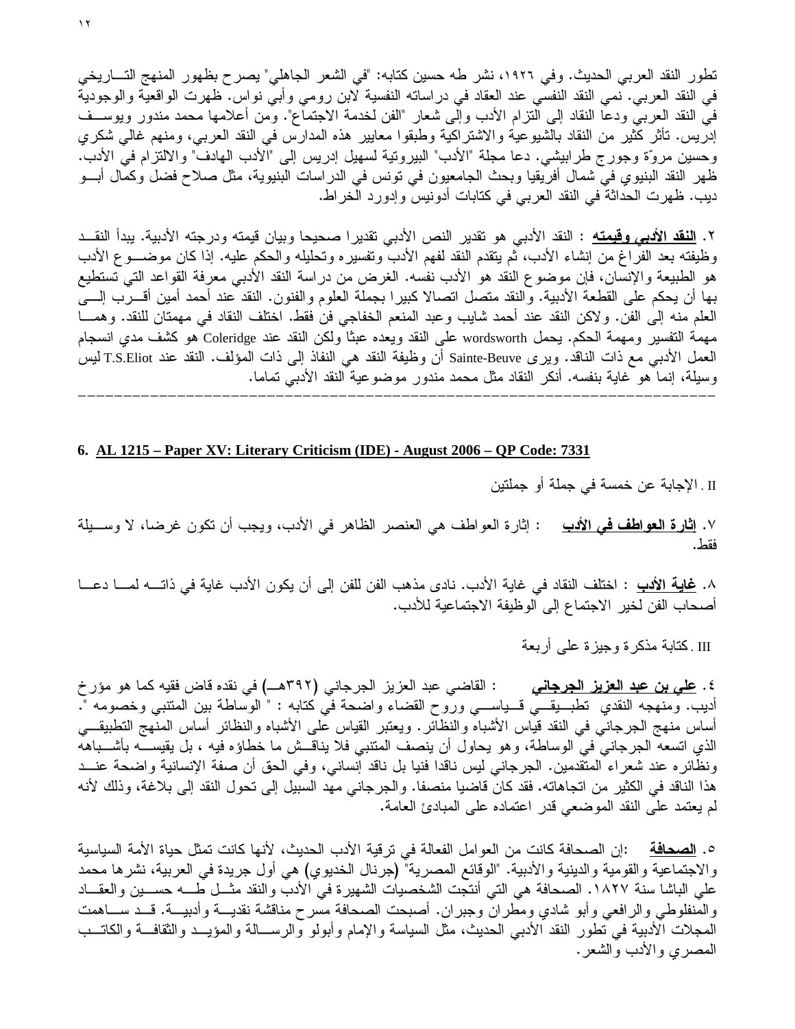تطور النقد العربي الحديث. وفي ١٩٢٦، نشر طه حسين كتابه: "في الشعر الجاهلي" يصرح بظهور المنهج التاريخي في النقد العربي. نمي النقد النفسي عند العقاد في دراساته النفسية لابن رومي وأبي نواس. ظهرت الواقعية والوجودية في النقد العربي ودعا النقاد إلى التزام الأدب وإلى شعار "الفن لخدمة الاجتماع". ومن أعلامها محمد مندور ويوسف إدريس. تأثر كثير من النقاد بالشيوعية والاشتراكية وطبقوا معايير هذه المدارس في النقد العربي، ومنهم غالي شكري وحسين مروّة وجورج طرابيشي. دعا مجلة "الأدب" البيروتية لسهيل إدريس إلى "الأدب الهادف" والالتزام في الأدب. ظهر النقد البنيوي في شمال أفريقيا وبحث الجامعيون في تونس في الدراسات البنيوية، مثل صلاح فضل وكمال أبو ديب. ظهرت الحداثة في النقد العربي في كتابات أدونيس وإدورد الخراط.

٢. **النقد الأدبي وقيمته** : النقد الأدبي هو تقدير النص الأدبي تقديرا صحيحا وبيان قيمته ودرجته الأدبية. يبدأ النقد وظيفته بعد الفراغ من إنشاء الأدب، ثم يتقدم النقد لفهم الأدب وتفسيره وتحليله والحكم عليه. إذا كان موضوع الأدب هو الطبيعة والإنسان، فإن موضوع النقد هو الأدب نفسه. الغرض من دراسة النقد الأدبي معرفة القواعد التي تستطيع بها أن يحكم على القطعة الأدبية. والنقد متصل اتصالا كبيرا بجملة العلوم والفنون. النقد عند أحمد أمين أقرب إلى العلم منه إلى الفن. ولاكن النقد عند أحمد شايب وعبد المنعم الخفاجي فن فقط. اختلف النقاد في مهمتان للنقد. وهما مهمة التفسير ومهمة الحكم. يحمل wordsworth على النقد ويعده عبثا ولكن النقد عند Coleridge هو كشف مدي انسجام العمل الأدبي مع ذات الناقد. ويرى Sainte-Beuve أن وظيفة النقد هي النفاذ إلى ذات المؤلف. النقد عند T.S.Eliot ليس وسيلة، إنما هو غاية بنفسه. أنكر النقاد مثل محمد مندور موضوعية النقد الأدبي تماما.

---

## 6. AL 1215 – Paper XV: Literary Criticism (IDE) - August 2006 – QP Code: 7331

II . الإجابة عن خمسة في جملة أو جملتين

٧. **إثارة العواطف في الأدب** : إثارة العواطف هي العنصر الظاهر في الأدب، ويجب أن تكون غرضا، لا وسيلة فقط.

٨. **غاية الأدب** : اختلف النقاد في غاية الأدب. نادى مذهب الفن للفن إلى أن يكون الأدب غاية في ذاته لما دعا أصحاب الفن لخير الاجتماع إلى الوظيفة الاجتماعية للأدب.

III . كتابة مذكرة وجيزة على أربعة

٤. **علي بن عبد العزيز الجرجاني** : القاضي عبد العزيز الجرجاني (٣٩٢هـ) في نقده قاض فقيه كما هو مؤرخ أديب. ومنهجه النقدي تطبيقي قياسي وروح القضاء واضحة في كتابه : " الوساطة بين المتنبي وخصومه ". أساس منهج الجرجاني في النقد قياس الأشباه والنظائر. ويعتبر القياس على الأشباه والنظائر أساس المنهج التطبيقي الذي اتسعه الجرجاني في الوساطة، وهو يحاول أن ينصف المتنبي فلا يناقش ما خطاؤه فيه ، بل يقيسه بأشباهه ونظائره عند شعراء المتقدمين. الجرجاني ليس ناقدا فنيا بل ناقد إنساني، وفي الحق أن صفة الإنسانية واضحة عند هذا الناقد في الكثير من اتجاهاته. فقد كان قاضيا منصفا. والجرجاني مهد السبيل إلى تحول النقد إلى بلاغة، وذلك لأنه لم يعتمد على النقد الموضعي قدر اعتماده على المبادئ العامة.

٥. **الصحافة** :إن الصحافة كانت من العوامل الفعالة في ترقية الأدب الحديث، لأنها كانت تمثل حياة الأمة السياسية والاجتماعية والقومية والدينية والأدبية. "الوقائع المصرية" (جرنال الخديوي) هي أول جريدة في العربية، نشرها محمد علي الباشا سنة ١٨٢٧. الصحافة هي التي أنتجت الشخصيات الشهيرة في الأدب والنقد مثل طه حسين والعقاد والمنفلوطي والرافعي وأبو شادي ومطران وجبران. أصبحت الصحافة مسرح مناقشة نقدية وأدبية. قد ساهمت المجلات الأدبية في تطور النقد الأدبي الحديث، مثل السياسة والإمام وأبولو والرسالة والمؤيد والثقافة والكاتب المصري والأدب والشعر.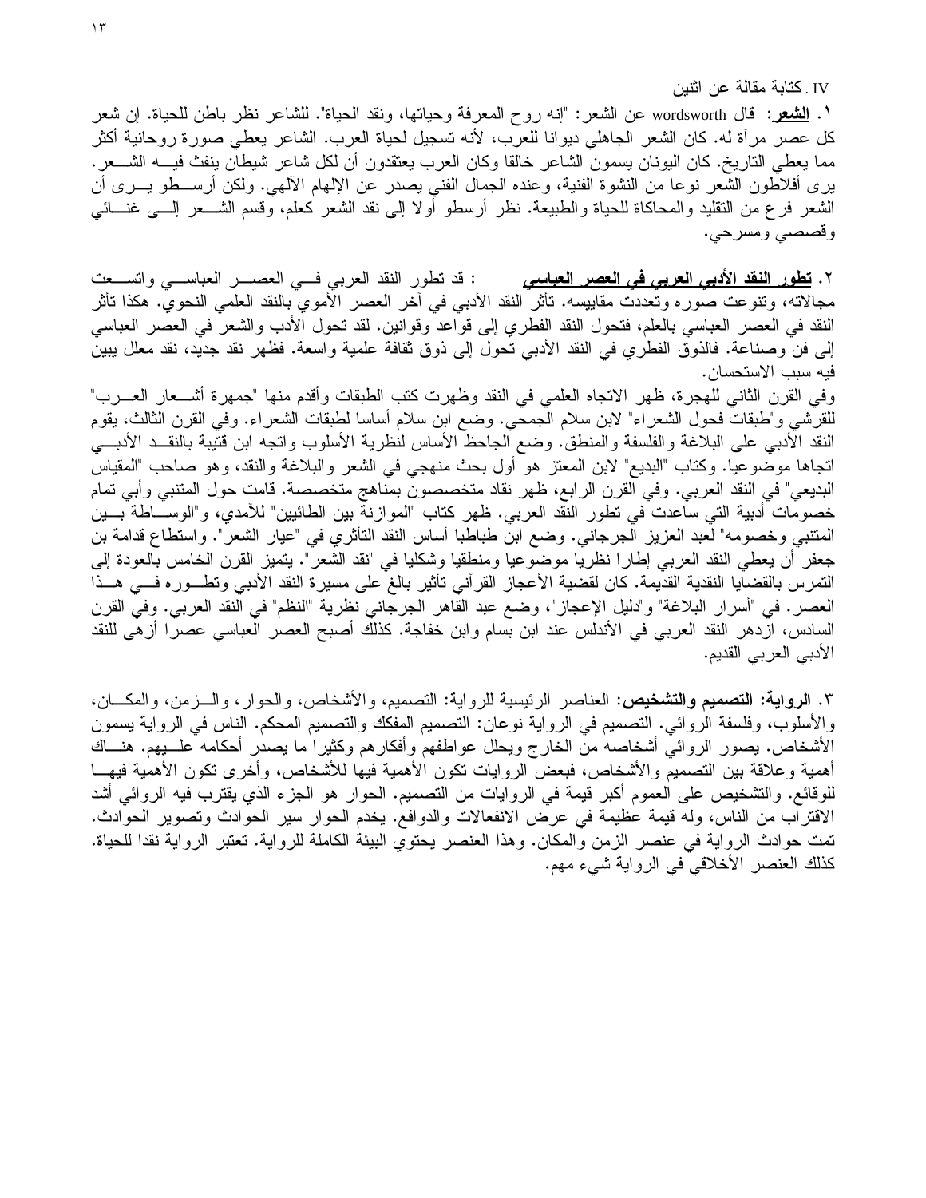IV. كتابة مقالة عن اثنين

١. **الشعر**: قال wordsworth عن الشعر: "إنه روح المعرفة وحياتها، ونقد الحياة". للشاعر نظر باطن للحياة. إن شعر كل عصر مرآة له. كان الشعر الجاهلي ديوانا للعرب، لأنه تسجيل لحياة العرب. الشاعر يعطي صورة روحانية أكثر مما يعطي التاريخ. كان اليونان يسمون الشاعر خالقا وكان العرب يعتقدون أن لكل شاعر شيطان ينفث فيه الشعر. يرى أفلاطون الشعر نوعا من النشوة الفنية، وعنده الجمال الفني يصدر عن الإلهام الآلهي. ولكن أرسطو يرى أن الشعر فرع من التقليد والمحاكاة للحياة والطبيعة. نظر أرسطو أولا إلى نقد الشعر كعلم، وقسم الشعر إلى غنائي وقصصي ومسرحي.

٢. **تطور النقد الأدبي العربي في العصر العباسي**: قد تطور النقد العربي في العصر العباسي واتسعت مجالاته، وتنوعت صوره وتعددت مقاييسه. تأثر النقد الأدبي في آخر العصر الأموي بالنقد العلمي النحوي. هكذا تأثر النقد في العصر العباسي بالعلم، فتحول النقد الفطري إلى قواعد وقوانين. لقد تحول الأدب والشعر في العصر العباسي إلى فن وصناعة. فالذوق الفطري في النقد الأدبي تحول إلى ذوق ثقافة علمية واسعة. فظهر نقد جديد، نقد معلل يبين فيه سبب الاستحسان.

وفي القرن الثاني للهجرة، ظهر الاتجاه العلمي في النقد وظهرت كتب الطبقات وأقدم منها "جمهرة أشعار العرب" للقرشي و"طبقات فحول الشعراء" لابن سلام الجمحي. وضع ابن سلام أساسا لطبقات الشعراء. وفي القرن الثالث، يقوم النقد الأدبي على البلاغة والفلسفة والمنطق. وضع الجاحظ الأساس لنظرية الأسلوب واتجه ابن قتيبة بالنقد الأدبي اتجاها موضوعيا. وكتاب "البديع" لابن المعتز هو أول بحث منهجي في الشعر والبلاغة والنقد، وهو صاحب "المقياس البديعي" في النقد العربي. وفي القرن الرابع، ظهر نقاد متخصصون بمناهج متخصصة. قامت حول المتنبي وأبي تمام خصومات أدبية التي ساعدت في تطور النقد العربي. ظهر كتاب "الموازنة بين الطائيين" للآمدي، و"الوساطة بين المتنبي وخصومه" لعبد العزيز الجرجاني. وضع ابن طباطبا أساس النقد التأثري في "عيار الشعر". واستطاع قدامة بن جعفر أن يعطي النقد العربي إطارا نظريا موضوعيا ومنطقيا وشكليا في "نقد الشعر". يتميز القرن الخامس بالعودة إلى التمرس بالقضايا النقدية القديمة. كان لقضية الأعجاز القرآني تأثير بالغ على مسيرة النقد الأدبي وتطوره في هذا العصر. في "أسرار البلاغة" و"دليل الإعجاز"، وضع عبد القاهر الجرجاني نظرية "النظم" في النقد العربي. وفي القرن السادس، ازدهر النقد العربي في الأندلس عند ابن بسام وابن خفاجة. كذلك أصبح العصر العباسي عصرا أزهى للنقد الأدبي العربي القديم.

٣. **الرواية: التصميم والتشخيص**: العناصر الرئيسية للرواية: التصميم، والأشخاص، والحوار، والزمن، والمكان، والأسلوب، وفلسفة الروائي. التصميم في الرواية نوعان: التصميم المفكك والتصميم المحكم. الناس في الرواية يسمون الأشخاص. يصور الروائي أشخاصه من الخارج ويحلل عواطفهم وأفكارهم وكثيرا ما يصدر أحكامه عليهم. هناك أهمية وعلاقة بين التصميم والأشخاص، فبعض الروايات تكون الأهمية فيها للأشخاص، وأخرى تكون الأهمية فيها للوقائع. والتشخيص على العموم أكبر قيمة في الروايات من التصميم. الحوار هو الجزء الذي يقترب فيه الروائي أشد الاقتراب من الناس، وله قيمة عظيمة في عرض الانفعالات والدوافع. يخدم الحوار سير الحوادث وتصوير الحوادث. تمت حوادث الرواية في عنصر الزمن والمكان. وهذا العنصر يحتوي البيئة الكاملة للرواية. تعتبر الرواية نقدا للحياة. كذلك العنصر الأخلاقي في الرواية شيء مهم.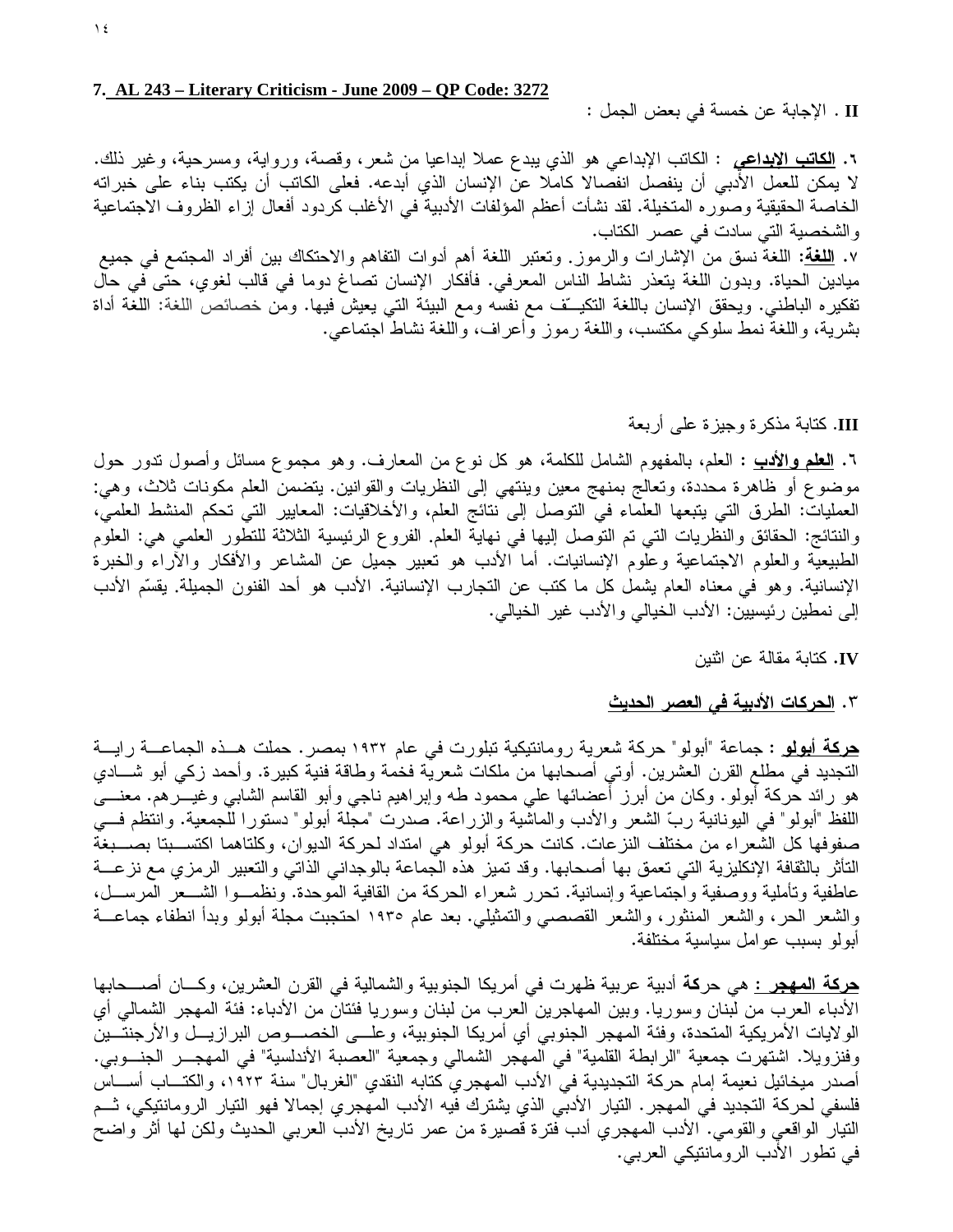**7. AL 243 – Literary Criticism - June 2009 – QP Code: 3272**

**II** . الإجابة عن خمسة في بعض الجمل :

٦. **الكاتب الإبداعي** : الكاتب الإبداعي هو الذي يبدع عملا إبداعيا من شعر، وقصة، ورواية، ومسرحية، وغير ذلك. لا يمكن للعمل الأدبي أن ينفصل انفصالا كاملا عن الإنسان الذي أبدعه. فعلى الكاتب أن يكتب بناء على خبراته الخاصة الحقيقية وصوره المتخيلة. لقد نشأت أعظم المؤلفات الأدبية في الأغلب كردود أفعال إزاء الظروف الاجتماعية والشخصية التي سادت في عصر الكتاب.

٧. **اللغة:** اللغة نسق من الإشارات والرموز. وتعتبر اللغة أهم أدوات التفاهم والاحتكاك بين أفراد المجتمع في جميع ميادين الحياة. وبدون اللغة يتعذر نشاط الناس المعرفي. فأفكار الإنسان تصاغ دوما في قالب لغوي، حتى في حال تفكيره الباطني. ويحقق الإنسان باللغة التكيّف مع نفسه ومع البيئة التي يعيش فيها. ومن خصائص اللغة: اللغة أداة بشرية، واللغة نمط سلوكي مكتسب، واللغة رموز وأعراف، واللغة نشاط اجتماعي.

**III**. كتابة مذكرة وجيزة على أربعة

٦. **العلم والأدب** : العلم، بالمفهوم الشامل للكلمة، هو كل نوع من المعارف. وهو مجموع مسائل وأصول تدور حول موضوع أو ظاهرة محددة، وتعالج بمنهج معين وينتهي إلى النظريات والقوانين. يتضمن العلم مكونات ثلاث، وهي: العمليات: الطرق التي يتبعها العلماء في التوصل إلى نتائج العلم، والأخلاقيات: المعايير التي تحكم المنشط العلمي، والنتائج: الحقائق والنظريات التي تم التوصل إليها في نهاية العلم. الفروع الرئيسية الثلاثة للتطور العلمي هي: العلوم الطبيعية والعلوم الاجتماعية وعلوم الإنسانيات. أما الأدب هو تعبير جميل عن المشاعر والأفكار والآراء والخبرة الإنسانية. وهو في معناه العام يشمل كل ما كتب عن التجارب الإنسانية. الأدب هو أحد الفنون الجميلة. يقسّم الأدب إلى نمطين رئيسيين: الأدب الخيالي والأدب غير الخيالي.

**IV**. كتابة مقالة عن اثنين

٣. **الحركات الأدبية في العصر الحديث**

**حركة أبولو** : جماعة "أبولو" حركة شعرية رومانتيكية تبلورت في عام ١٩٣٢ بمصر. حملت هذه الجماعة راية التجديد في مطلع القرن العشرين. أوتي أصحابها من ملكات شعرية فخمة وطاقة فنية كبيرة. وأحمد زكي أبو شادي هو رائد حركة أبولو. وكان من أبرز أعضائها علي محمود طه وإبراهيم ناجي وأبو القاسم الشابي وغيرهم. معنى اللفظ "أبولو" في اليونانية ربّ الشعر والأدب والماشية والزراعة. صدرت "مجلة أبولو" دستورا للجمعية. وانتظم في صفوفها كل الشعراء من مختلف النزعات. كانت حركة أبولو هي امتداد لحركة الديوان، وكلتاهما اكتسبتا بصبغة التأثر بالثقافة الإنكليزية التي تعمق بها أصحابها. وقد تميز هذه الجماعة بالوجداني الذاتي والتعبير الرمزي مع نزعة عاطفية وتأملية ووصفية واجتماعية وإنسانية. تحرر شعراء الحركة من القافية الموحدة. ونظموا الشعر المرسل، والشعر الحر، والشعر المنثور، والشعر القصصي والتمثيلي. بعد عام ١٩٣٥ احتجبت مجلة أبولو وبدأ انطفاء جماعة أبولو بسبب عوامل سياسية مختلفة.

**حركة المهجر :** هي حركة أدبية عربية ظهرت في أمريكا الجنوبية والشمالية في القرن العشرين، وكان أصحابها الأدباء العرب من لبنان وسوريا. وبين المهاجرين العرب من لبنان وسوريا فئتان من الأدباء: فئة المهجر الشمالي أي الولايات الأمريكية المتحدة، وفئة المهجر الجنوبي أي أمريكا الجنوبية، وعلى الخصوص البرازيل والأرجنتين وفنزويلا. اشتهرت جمعية "الرابطة القلمية" في المهجر الشمالي وجمعية "العصبة الأندلسية" في المهجر الجنوبي. أصدر ميخائيل نعيمة إمام حركة التجديدية في الأدب المهجري كتابه النقدي "الغربال" سنة ١٩٢٣، والكتاب أساس فلسفي لحركة التجديد في المهجر. التيار الأدبي الذي يشترك فيه الأدب المهجري إجمالا فهو التيار الرومانتيكي، ثم التيار الواقعي والقومي. الأدب المهجري أدب فترة قصيرة من عمر تاريخ الأدب العربي الحديث ولكن لها أثر واضح في تطور الأدب الرومانتيكي العربي.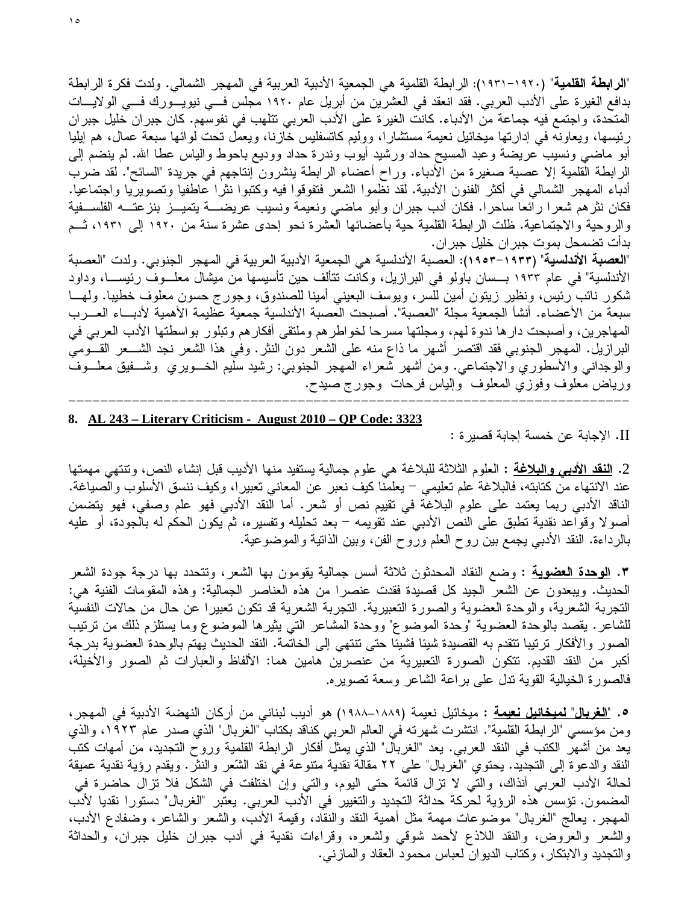"**الرابطة القلمية**" (١٩٢٠-١٩٣١): الرابطة القلمية هي الجمعية الأدبية العربية في المهجر الشمالي. ولدت فكرة الرابطة بدافع الغيرة على الأدب العربي. فقد انعقد في العشرين من أبريل عام ١٩٢٠ مجلس في نيويورك في الولايات المتحدة، واجتمع فيه جماعة من الأدباء. كانت الغيرة على الأدب العربي تتلهب في نفوسهم. كان جبران خليل جبران رئيسها، ويعاونه في إدارتها ميخائيل نعيمة مستشارا، ووليم كاتسفليس خازنا، ويعمل تحت لوائها سبعة عمال، هم إيليا أبو ماضي ونسيب عريضة وعبد المسيح حداد ورشيد أيوب وندرة حداد ووديع باحوط والياس عطا الله. لم ينضم إلى الرابطة القلمية إلا عصبة صغيرة من الأدباء. وراح أعضاء الرابطة ينشرون إنتاجهم في جريدة "السائح". لقد ضرب أدباء المهجر الشمالي في أكثر الفنون الأدبية. لقد نظموا الشعر فتفوقوا فيه وكتبوا نثرا عاطفيا وتصويريا واجتماعيا. فكان نثرهم شعرا رائعا ساحرا. فكان أدب جبران وأبو ماضي ونعيمة ونسيب عريضة يتميز بنزعته الفلسفية والروحية والاجتماعية. ظلت الرابطة القلمية حية بأعضائها العشرة نحو إحدى عشرة سنة من ١٩٢٠ إلى ١٩٣١، ثم بدأت تضمحل بموت جبران خليل جبران.

"**العصبة الأندلسية**" (١٩٣٣-١٩٥٣): العصبة الأندلسية هي الجمعية الأدبية العربية في المهجر الجنوبي. ولدت "العصبة الأندلسية" في عام ١٩٣٣ بسان باولو في البرازيل، وكانت تتألف حين تأسيسها من ميشال معلوف رئيسا، وداود شكور نائب رئيس، ونظير زيتون أمين للسر، ويوسف البعيني أمينا للصندوق، وجورج حسون معلوف خطيبا. ولها سبعة من الأعضاء. أنشأ الجمعية مجلة "العصبة". أصبحت العصبة الأندلسية جمعية عظيمة الأهمية لأدباء العرب المهاجرين، وأصبحت دارها ندوة لهم، ومجلتها مسرحا لخواطرهم وملتقى أفكارهم وتبلور بواسطتها الأدب العربي في البرازيل. المهجر الجنوبي فقد اقتصر أشهر ما ذاع منه على الشعر دون النثر. وفي هذا الشعر نجد الشعر القومي والوجداني والأسطوري والاجتماعي. ومن أشهر شعراء المهجر الجنوبي: رشيد سليم الخوري وشفيق معلوف ورياض معلوف وفوزي المعلوف وإلياس فرحات وجورج صيدح.

---

**8. AL 243 – Literary Criticism - August 2010 – QP Code: 3323**

II. الإجابة عن خمسة إجابة قصيرة :

2. **النقد الأدبي والبلاغة** : العلوم الثلاثة للبلاغة هي علوم جمالية يستفيد منها الأديب قبل إنشاء النص، وتنتهي مهمتها عند الانتهاء من كتابته، فالبلاغة علم تعليمي – يعلمنا كيف نعبر عن المعاني تعبيرا، وكيف ننسق الأسلوب والصياغة. الناقد الأدبي ربما يعتمد على علوم البلاغة في تقييم نص أو شعر. أما النقد الأدبي فهو علم وصفي، فهو يتضمن أصولا وقواعد نقدية تطبق على النص الأدبي عند تقويمه – بعد تحليله وتفسيره، ثم يكون الحكم له بالجودة، أو عليه بالرداءة. النقد الأدبي يجمع بين روح العلم وروح الفن، وبين الذاتية والموضوعية.

٣. **الوحدة العضوية** : وضع النقاد المحدثون ثلاثة أسس جمالية يقومون بها الشعر، وتتحدد بها درجة جودة الشعر الحديث. ويبعدون عن الشعر الجيد كل قصيدة فقدت عنصرا من هذه العناصر الجمالية: وهذه المقومات الفنية هي: التجربة الشعرية، والوحدة العضوية والصورة التعبيرية. التجربة الشعرية قد تكون تعبيرا عن حال من حالات النفسية للشاعر. يقصد بالوحدة العضوية "وحدة الموضوع" ووحدة المشاعر التي يثيرها الموضوع وما يستلزم ذلك من ترتيب الصور والأفكار ترتيبا تتقدم به القصيدة شيئا فشيئا حتى تنتهي إلى الخاتمة. النقد الحديث يهتم بالوحدة العضوية بدرجة أكبر من النقد القديم. تتكون الصورة التعبيرية من عنصرين هامين هما: الألفاظ والعبارات ثم الصور والأخيلة، فالصورة الخيالية القوية تدل على براعة الشاعر وسعة تصويره.

٥. "**الغربال" لميخائيل نعيمة** : ميخائيل نعيمة (١٨٨٩–١٩٨٨) هو أديب لبناني من أركان النهضة الأدبية في المهجر، ومن مؤسسي "الرابطة القلمية". انتشرت شهرته في العالم العربي كناقد بكتاب "الغربال" الذي صدر عام ١٩٢٣، والذي يعد من أشهر الكتب في النقد العربي. يعد "الغربال" الذي يمثل أفكار الرابطة القلمية وروح التجديد، من أمهات كتب النقد والدعوة إلى التجديد. يحتوي "الغربال" على ٢٢ مقالة نقدية متنوعة في نقد الشعر والنثر. ويقدم رؤية نقدية عميقة لحالة الأدب العربي آنذاك، والتي لا تزال قائمة حتى اليوم، والتي وإن اختلفت في الشكل فلا تزال حاضرة في المضمون. تؤسس هذه الرؤية لحركة حداثة التجديد والتغيير في الأدب العربي. يعتبر "الغربال" دستورا نقديا لأدب المهجر. يعالج "الغربال" موضوعات مهمة مثل أهمية النقد والنقاد، وقيمة الأدب، والشعر والشاعر، وضفادع الأدب، والشعر والعروض، والنقد اللاذع لأحمد شوقي ولشعره، وقراءات نقدية في أدب جبران خليل جبران، والحداثة والتجديد والابتكار، وكتاب الديوان لعباس محمود العقاد والمازني.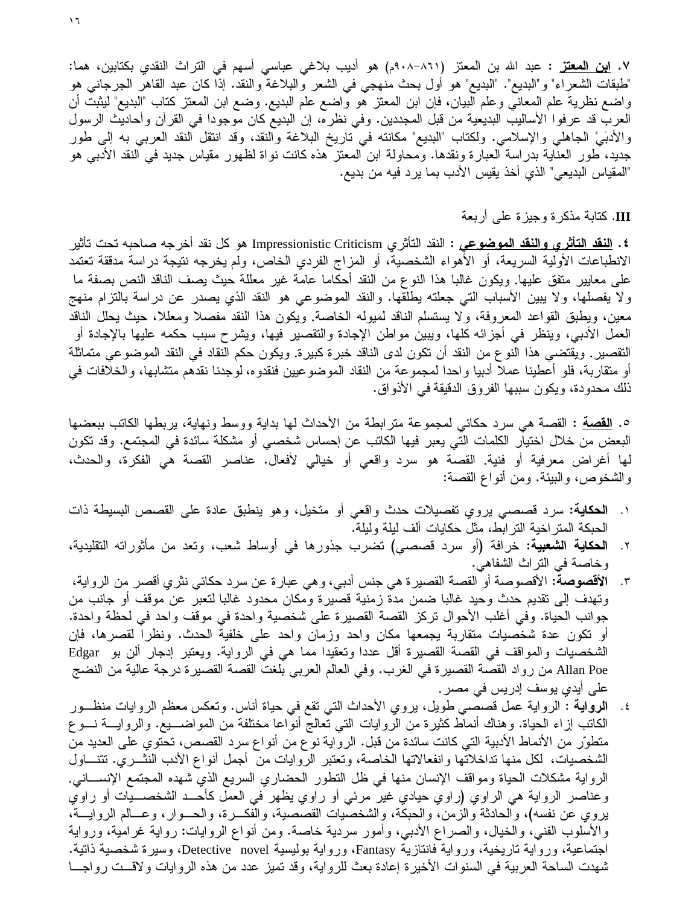٧. **ابن المعتز** : عبد الله بن المعتز (٨٦١–٩٠٨م) هو أديب بلاغي عباسي أسهم في التراث النقدي بكتابين، هما: "طبقات الشعراء" و"البديع". "البديع" هو أول بحث منهجي في الشعر والبلاغة والنقد. إذا كان عبد القاهر الجرجاني هو واضع نظرية علم المعاني وعلم البيان، فإن ابن المعتز هو واضع علم البديع. وضع ابن المعتز كتاب "البديع" ليثبت أن العرب قد عرفوا الأساليب البديعية من قبل المجددين. وفي نظره، إن البديع كان موجودا في القرآن وأحاديث الرسول والأدبَيْ الجاهلي والإسلامي. ولكتاب "البديع" مكانته في تاريخ البلاغة والنقد، وقد انتقل النقد العربي به إلى طور جديد، طور العناية بدراسة العبارة ونقدها. ومحاولة ابن المعتز هذه كانت نواة لظهور مقياس جديد في النقد الأدبي هو "المقياس البديعي" الذي أخذ يقيس الأدب بما يرد فيه من بديع.

**III.** كتابة مذكرة وجيزة على أربعة

٤. **النقد التأثري والنقد الموضوعي** : النقد التأثري Impressionistic Criticism هو كل نقد أخرجه صاحبه تحت تأثير الانطباعات الأولية السريعة، أو الأهواء الشخصية، أو المزاج الفردي الخاص، ولم يخرجه نتيجة دراسة مدققة تعتمد على معايير متفق عليها. ويكون غالبا هذا النوع من النقد أحكاما عامة غير معللة حيث يصف الناقد النص بصفة ما ولا يفصلها، ولا يبين الأسباب التي جعلته يطلقها. والنقد الموضوعي هو النقد الذي يصدر عن دراسة بالتزام منهج معين، ويطبق القواعد المعروفة، ولا يستسلم الناقد لميوله الخاصة. ويكون هذا النقد مفصلا ومعللا، حيث يحلل الناقد العمل الأدبي، وينظر في أجزائه كلها، ويبين مواطن الإجادة والتقصير فيها، ويشرح سبب حكمه عليها بالإجادة أو التقصير. ويقتضي هذا النوع من النقد أن تكون لدى الناقد خبرة كبيرة. ويكون حكم النقاد في النقد الموضوعي متماثلة أو متقاربة، فلو أعطينا عملا أدبيا واحدا لمجموعة من النقاد الموضوعيين فنقدوه، لوجدنا نقدهم متشابها، والخلافات في ذلك محدودة، ويكون سببها الفروق الدقيقة في الأذواق.

٥. **القصة** : القصة هي سرد حكائي لمجموعة مترابطة من الأحداث لها بداية ووسط ونهاية، يربطها الكاتب ببعضها البعض من خلال اختيار الكلمات التي يعبر فيها الكاتب عن إحساس شخصي أو مشكلة سائدة في المجتمع. وقد تكون لها أغراض معرفية أو فنية. القصة هو سرد واقعي أو خيالي لأفعال. عناصر القصة هي الفكرة، والحدث، والشخوص، والبيئة. ومن أنواع القصة:

١. **الحكاية:** سرد قصصي يروي تفصيلات حدث واقعي أو متخيل، وهو ينطبق عادة على القصص البسيطة ذات الحبكة المتراخية الترابط، مثل حكايات ألف ليلة وليلة.
٢. **الحكاية الشعبية:** خرافة (أو سرد قصصي) تضرب جذورها في أوساط شعب، وتعد من مأثوراته التقليدية، وخاصة في التراث الشفاهي.
٣. **الأقصوصة:** الأقصوصة أو القصة القصيرة هي جنس أدبي، وهي عبارة عن سرد حكائي نثري أقصر من الرواية، وتهدف إلى تقديم حدث وحيد غالبا ضمن مدة زمنية قصيرة ومكان محدود غالبا لتعبر عن موقف أو جانب من جوانب الحياة. وفي أغلب الأحوال تركز القصة القصيرة على شخصية واحدة في موقف واحد في لحظة واحدة. أو تكون عدة شخصيات متقاربة يجمعها مكان واحد وزمان واحد على خلفية الحدث. ونظرا لقصرها، فإن الشخصيات والمواقف في القصة القصيرة أقل عددا وتعقيدا مما هي في الرواية. ويعتبر إدجار ألن بو Edgar Allan Poe من رواد القصة القصيرة في الغرب. وفي العالم العربي بلغت القصة القصيرة درجة عالية من النضج على أيدي يوسف إدريس في مصر.
٤. **الرواية** : الرواية عمل قصصي طويل، يروي الأحداث التي تقع في حياة أناس. وتعكس معظم الروايات منظور الكاتب إزاء الحياة. وهناك أنماط كثيرة من الروايات التي تعالج أنواعا مختلفة من المواضيع. والرواية نوع متطوّر من الأنماط الأدبية التي كانت سائدة من قبل. الرواية نوع من أنواع سرد القصص، تحتوي على العديد من الشخصيات، لكل منها تداخلاتها وانفعالاتها الخاصة، وتعتبر الروايات من أجمل أنواع الأدب النثري. تتناول الرواية مشكلات الحياة ومواقف الإنسان منها في ظل التطور الحضاري السريع الذي شهده المجتمع الإنساني. وعناصر الرواية هي الراوي (راوي حيادي غير مرئي أو راوي يظهر في العمل كأحد الشخصيات أو راوي يروي عن نفسه)، والحادثة والزمن، والحبكة، والشخصيات القصصية، والفكرة، والحوار، وعالم الرواية، والأسلوب الفني، والخيال، والصراع الأدبي، وأمور سردية خاصة. ومن أنواع الروايات: رواية غرامية، ورواية اجتماعية، ورواية تاريخية، ورواية فانتازية Fantasy، ورواية بوليسية Detective novel، وسيرة شخصية ذاتية. شهدت الساحة العربية في السنوات الأخيرة إعادة بعث للرواية، وقد تميز عدد من هذه الروايات ولاقت رواجا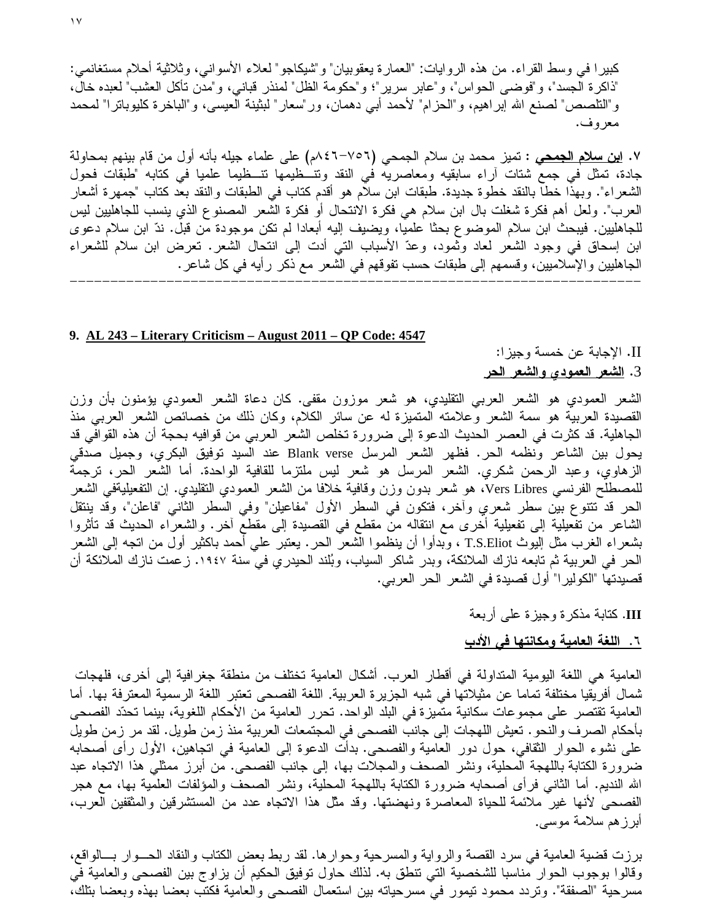كبيرا في وسط القراء. من هذه الروايات: "العمارة يعقوبيان" و"شيكاجو" لعلاء الأسواني، وثلاثية أحلام مستغانمي: "ذاكرة الجسد"، و"فوضى الحواس"، و"عابر سرير"؛ و"حكومة الظل" لمنذر قباني، و"مدن تأكل العشب" لعبده خال، و"التلصص" لصنع الله إبراهيم، و"الحزام" لأحمد أبي دهمان، ور"سعار" لبثينة العيسى، و"الباخرة كليوباترا" لمحمد معروف.

٧. **ابن سلام الجمحي** : تميز محمد بن سلام الجمحي (٧٥٦-٨٤٦م) على علماء جيله بأنه أول من قام بينهم بمحاولة جادة، تمثل في جمع شتات آراء سابقيه ومعاصريه في النقد وتنـظيمها تنـظيما علميا في كتابه "طبقات فحول الشعراء". وبهذا خطا بالنقد خطوة جديدة. طبقات ابن سلام هو أقدم كتاب في الطبقات والنقد بعد كتاب "جمهرة أشعار العرب". ولعل أهم فكرة شغلت بال ابن سلام هي فكرة الانتحال أو فكرة الشعر المصنوع الذي ينسب للجاهليين ليس للجاهليين. فيبحث ابن سلام الموضوع بحثا علميا، ويضيف إليه أبعادا لم تكن موجودة من قبل. ندّ ابن سلام دعوى ابن إسحاق في وجود الشعر لعاد وثمود، وعدّ الأسباب التي أدت إلى انتحال الشعر. تعرض ابن سلام للشعراء الجاهليين والإسلاميين، وقسمهم إلى طبقات حسب تفوقهم في الشعر مع ذكر رأيه في كل شاعر.

---

**9. AL 243 – Literary Criticism – August 2011 – QP Code: 4547**

II. الإجابة عن خمسة وجيزا:

3. **الشعر العمودي والشعر الحر**

الشعر العمودي هو الشعر العربي التقليدي، هو شعر موزون مقفى. كان دعاة الشعر العمودي يؤمنون بأن وزن القصيدة العربية هو سمة الشعر وعلامته المتميزة له عن سائر الكلام، وكان ذلك من خصائص الشعر العربي منذ الجاهلية. قد كثرت في العصر الحديث الدعوة إلى ضرورة تخلص الشعر العربي من قوافيه بحجة أن هذه القوافي قد يحول بين الشاعر ونظمه الحر. فظهر الشعر المرسل Blank verse عند السيد توفيق البكري، وجميل صدقي الزهاوي، وعبد الرحمن شكري. الشعر المرسل هو شعر ليس ملتزما للقافية الواحدة. أما الشعر الحر، ترجمة للمصطلح الفرنسي Vers Libres، هو شعر بدون وزن وقافية خلافا من الشعر العمودي التقليدي. إن التفعيليةفي الشعر الحر قد تتنوع بين سطر شعري وآخر، فتكون في السطر الأول "مفاعيلن" وفي السطر الثاني "فاعلن"، وقد ينتقل الشاعر من تفعيلية إلى تفعيلية أخرى مع انتقاله من مقطع في القصيدة إلى مقطع آخر. والشعراء الحديث قد تأثروا بشعراء الغرب مثل إليوث T.S.Eliot ، وبدأوا أن ينظموا الشعر الحر. يعتبر علي أحمد باكثير أول من اتجه إلى الشعر الحر في العربية ثم تابعه نازك الملائكة، وبدر شاكر السياب، وبُلند الحيدري في سنة ١٩٤٧. زعمت نازك الملائكة أن قصيدتها "الكوليرا" أول قصيدة في الشعر الحر العربي.

**III.** كتابة مذكرة وجيزة على أربعة

٦. **اللغة العامية ومكانتها في الأدب**

العامية هي اللغة اليومية المتداولة في أقطار العرب. أشكال العامية تختلف من منطقة جغرافية إلى أخرى، فلهجات شمال أفريقيا مختلفة تماما عن مثيلاتها في شبه الجزيرة العربية. اللغة الفصحى تعتبر اللغة الرسمية المعترفة بها. أما العامية تقتصر على مجموعات سكانية متميزة في البلد الواحد. تحرر العامية من الأحكام اللغوية، بينما تحدّد الفصحى بأحكام الصرف والنحو. تعيش اللهجات إلى جانب الفصحى في المجتمعات العربية منذ زمن طويل. لقد مر زمن طويل على نشوء الحوار الثقافي، حول دور العامية والفصحى. بدأت الدعوة إلى العامية في اتجاهين، الأول رأى أصحابه ضرورة الكتابة باللهجة المحلية، ونشر الصحف والمجلات بها، إلى جانب الفصحى. من أبرز ممثلي هذا الاتجاه عبد الله النديم. أما الثاني فرأى أصحابه ضرورة الكتابة باللهجة المحلية، ونشر الصحف والمؤلفات العلمية بها، مع هجر الفصحى لأنها غير ملائمة للحياة المعاصرة ونهضتها. وقد مثّل هذا الاتجاه عدد من المستشرقين والمثقفين العرب، أبرزهم سلامة موسى.

برزت قضية العامية في سرد القصة والرواية والمسرحية وحوارها. لقد ربط بعض الكتاب والنقاد الحـوار بـالواقع، وقالوا بوجوب الحوار مناسبا للشخصية التي تنطق به. لذلك حاول توفيق الحكيم أن يزاوج بين الفصحى والعامية في مسرحية "الصفقة". وتردد محمود تيمور في مسرحياته بين استعمال الفصحى والعامية فكتب بعضا بهذه وبعضا بتلك،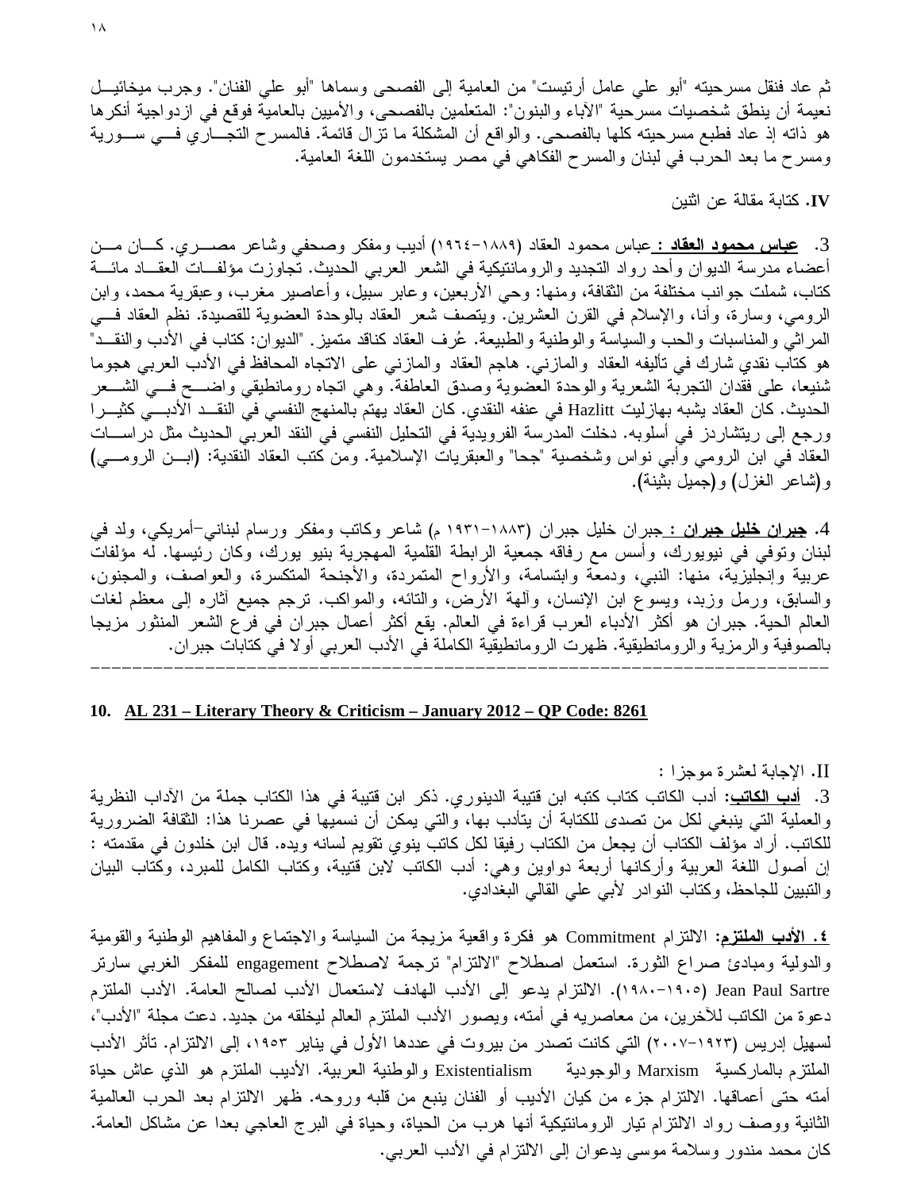ثم عاد فنقل مسرحيته "أبو علي عامل أرتيست" من العامية إلى الفصحى وسماها "أبو علي الفنان". وجرب ميخائيل نعيمة أن ينطق شخصيات مسرحية "الآباء والبنون": المتعلمين بالفصحى، والأميين بالعامية فوقع في ازدواجية أنكرها هو ذاته إذ عاد فطبع مسرحيته كلها بالفصحى. والواقع أن المشكلة ما تزال قائمة. فالمسرح التجاري في سورية ومسرح ما بعد الحرب في لبنان والمسرح الفكاهي في مصر يستخدمون اللغة العامية.

**IV.** كتابة مقالة عن اثنين

3. **عباس محمود العقاد :** عباس محمود العقاد (١٨٨٩-١٩٦٤) أديب ومفكر وصحفي وشاعر مصري. كان من أعضاء مدرسة الديوان وأحد رواد التجديد والرومانتيكية في الشعر العربي الحديث. تجاوزت مؤلفات العقاد مائة كتاب، شملت جوانب مختلفة من الثقافة، ومنها: وحي الأربعين، وعابر سبيل، وأعاصير مغرب، وعبقرية محمد، وابن الرومي، وسارة، وأنا، والإسلام في القرن العشرين. ويتصف شعر العقاد بالوحدة العضوية للقصيدة. نظم العقاد في المراثي والمناسبات والحب والسياسة والوطنية والطبيعة. عُرف العقاد كناقد متميز. "الديوان: كتاب في الأدب والنقد" هو كتاب نقدي شارك في تأليفه العقاد والمازني. هاجم العقاد والمازني على الاتجاه المحافظ في الأدب العربي هجوما شنيعا، على فقدان التجربة الشعرية والوحدة العضوية وصدق العاطفة. وهي اتجاه رومانطيقي واضح في الشعر الحديث. كان العقاد يشبه بهازليت Hazlitt في عنفه النقدي. كان العقاد يهتم بالمنهج النفسي في النقد الأدبي كثيرا ورجع إلى ريتشاردز في أسلوبه. دخلت المدرسة الفرويدية في التحليل النفسي في النقد العربي الحديث مثل دراسات العقاد في ابن الرومي وأبي نواس وشخصية "جحا" والعبقريات الإسلامية. ومن كتب العقاد النقدية: (ابن الرومي) و(شاعر الغزل) و(جميل بثينة).

4. **جبران خليل جبران :** جبران خليل جبران (١٨٨٣-١٩٣١ م) شاعر وكاتب ومفكر ورسام لبناني-أمريكي، ولد في لبنان وتوفي في نيويورك، وأسس مع رفاقه جمعية الرابطة القلمية المهجرية بنيو يورك، وكان رئيسها. له مؤلفات عربية وإنجليزية، منها: النبي، ودمعة وابتسامة، والأرواح المتمردة، والأجنحة المتكسرة، والعواصف، والمجنون، والسابق، ورمل وزبد، ويسوع ابن الإنسان، وآلهة الأرض، والتائه، والمواكب. ترجم جميع آثاره إلى معظم لغات العالم الحية. جبران هو أكثر الأدباء العرب قراءة في العالم. يقع أكثر أعمال جبران في فرع الشعر المنثور مزيجا بالصوفية والرمزية والرومانطيقية. ظهرت الرومانطيقية الكاملة في الأدب العربي أولا في كتابات جبران.

---

## 10. AL 231 – Literary Theory & Criticism – January 2012 – QP Code: 8261

II. الإجابة لعشرة موجزا :

3. **أدب الكاتب:** أدب الكاتب كتاب كتبه ابن قتيبة الدينوري. ذكر ابن قتيبة في هذا الكتاب جملة من الآداب النظرية والعملية التي ينبغي لكل من تصدى للكتابة أن يتأدب بها، والتي يمكن أن نسميها في عصرنا هذا: الثقافة الضرورية للكاتب. أراد مؤلف الكتاب أن يجعل من الكتاب رفيقا لكل كاتب ينوي تقويم لسانه ويده. قال ابن خلدون في مقدمته : إن أصول اللغة العربية وأركانها أربعة دواوين وهي: أدب الكاتب لابن قتيبة، وكتاب الكامل للمبرد، وكتاب البيان والتبيين للجاحظ، وكتاب النوادر لأبي علي القالي البغدادي.

٤. **الأدب الملتزم:** الالتزام Commitment هو فكرة واقعية مزيجة من السياسة والاجتماع والمفاهيم الوطنية والقومية والدولية ومبادئ صراع الثورة. استعمل اصطلاح "الالتزام" ترجمة لاصطلاح engagement للمفكر الغربي سارتر Jean Paul Sartre (١٩٠٥-١٩٨٠). الالتزام يدعو إلى الأدب الهادف لاستعمال الأدب لصالح العامة. الأدب الملتزم دعوة من الكاتب للآخرين، من معاصريه في أمته، ويصور الأدب الملتزم العالم ليخلقه من جديد. دعت مجلة "الأدب"، لسهيل إدريس (١٩٢٣-٢٠٠٧) التي كانت تصدر من بيروت في عددها الأول في يناير ١٩٥٣، إلى الالتزام. تأثر الأدب الملتزم بالماركسية Marxism والوجودية Existentialism والوطنية العربية. الأديب الملتزم هو الذي عاش حياة أمته حتى أعماقها. الالتزام جزء من كيان الأديب أو الفنان ينبع من قلبه وروحه. ظهر الالتزام بعد الحرب العالمية الثانية ووصف رواد الالتزام تيار الرومانتيكية أنها هرب من الحياة، وحياة في البرج العاجي بعدا عن مشاكل العامة. كان محمد مندور وسلامة موسى يدعوان إلى الالتزام في الأدب العربي.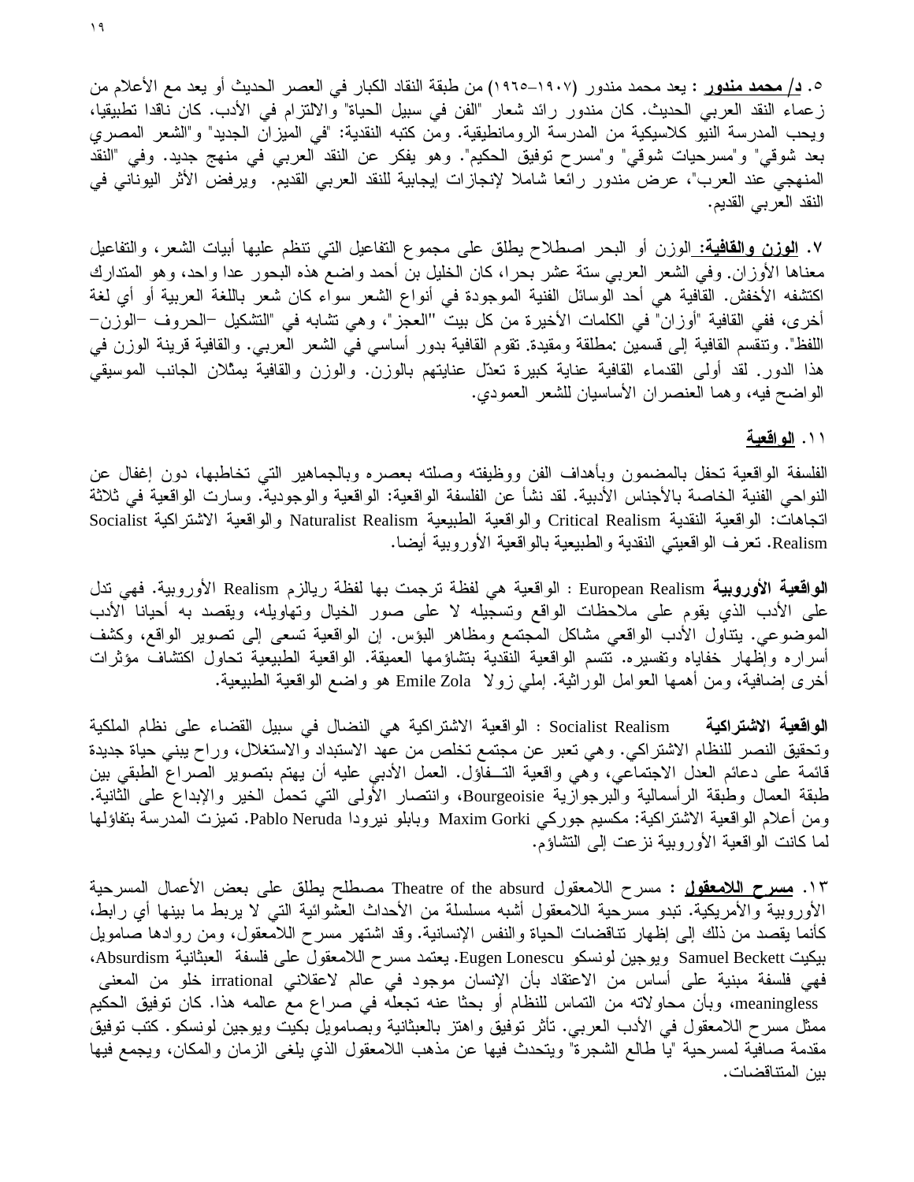٥. **د/ محمد مندور** : يعد محمد مندور (١٩٠٧–١٩٦٥) من طبقة النقاد الكبار في العصر الحديث أو يعد مع الأعلام من زعماء النقد العربي الحديث. كان مندور رائد شعار "الفن في سبيل الحياة" والالتزام في الأدب. كان ناقدا تطبيقيا، ويحب المدرسة النيو كلاسيكية من المدرسة الرومانطيقية. ومن كتبه النقدية: "في الميزان الجديد" و"الشعر المصري بعد شوقي" و"مسرحيات شوقي" و"مسرح توفيق الحكيم". وهو يفكر عن النقد العربي في منهج جديد. وفي "النقد المنهجي عند العرب"، عرض مندور رائعا شاملا لإنجازات إيجابية للنقد العربي القديم. ويرفض الأثر اليوناني في النقد العربي القديم.

٧. **الوزن والقافية:** الوزن أو البحر اصطلاح يطلق على مجموع التفاعيل التي تنظم عليها أبيات الشعر، والتفاعيل معناها الأوزان. وفي الشعر العربي ستة عشر بحرا، كان الخليل بن أحمد واضع هذه البحور عدا واحد، وهو المتدارك اكتشفه الأخفش. القافية هي أحد الوسائل الفنية الموجودة في أنواع الشعر سواء كان شعر باللغة العربية أو أي لغة أخرى، ففي القافية "أوزان" في الكلمات الأخيرة من كل بيت "العجز"، وهي تشابه في "التشكيل –الحروف –الوزن– اللفظ". وتنقسم القافية إلى قسمين :مطلقة ومقيدة. تقوم القافية بدور أساسي في الشعر العربي. والقافية قرينة الوزن في هذا الدور. لقد أولى القدماء القافية عناية كبيرة تعدّل عنايتهم بالوزن. والوزن والقافية يمثلان الجانب الموسيقي الواضح فيه، وهما العنصران الأساسيان للشعر العمودي.

### ١١. الواقعية

الفلسفة الواقعية تحفل بالمضمون وبأهداف الفن ووظيفته وصلته بعصره وبالجماهير التي تخاطبها، دون إغفال عن النواحي الفنية الخاصة بالأجناس الأدبية. لقد نشأ عن الفلسفة الواقعية: الواقعية والوجودية. وسارت الواقعية في ثلاثة اتجاهات: الواقعية النقدية Critical Realism والواقعية الطبيعية Naturalist Realism والواقعية الاشتراكية Socialist Realism. تعرف الواقعيتي النقدية والطبيعية بالواقعية الأوروبية أيضا.

**الواقعية الأوروبية** European Realism : الواقعية هي لفظة ترجمت بها لفظة ريالزم Realism الأوروبية. فهي تدل على الأدب الذي يقوم على ملاحظات الواقع وتسجيله لا على صور الخيال وتهاويله، ويقصد به أحيانا الأدب الموضوعي. يتناول الأدب الواقعي مشاكل المجتمع ومظاهر البؤس. إن الواقعية تسعى إلى تصوير الواقع، وكشف أسراره وإظهار خفاياه وتفسيره. تتسم الواقعية النقدية بتشاؤمها العميقة. الواقعية الطبيعية تحاول اكتشاف مؤثرات أخرى إضافية، ومن أهمها العوامل الوراثية. إملي زولا Emile Zola هو واضع الواقعية الطبيعية.

**الواقعية الاشتراكية** Socialist Realism : الواقعية الاشتراكية هي النضال في سبيل القضاء على نظام الملكية وتحقيق النصر للنظام الاشتراكي. وهي تعبر عن مجتمع تخلص من عهد الاستبداد والاستغلال، وراح يبني حياة جديدة قائمة على دعائم العدل الاجتماعي، وهي واقعية التفاؤل. العمل الأدبي عليه أن يهتم بتصوير الصراع الطبقي بين طبقة العمال وطبقة الرأسمالية والبرجوازية Bourgeoisie، وانتصار الأولى التي تحمل الخير والإبداع على الثانية. ومن أعلام الواقعية الاشتراكية: مكسيم جوركي Maxim Gorki وبابلو نيرودا Pablo Neruda. تميزت المدرسة بتفاؤلها لما كانت الواقعية الأوروبية نزعت إلى التشاؤم.

١٣. **مسرح اللامعقول** : مسرح اللامعقول Theatre of the absurd مصطلح يطلق على بعض الأعمال المسرحية الأوروبية والأمريكية. تبدو مسرحية اللامعقول أشبه مسلسلة من الأحداث العشوائية التي لا يربط ما بينها أي رابط، كأنما يقصد من ذلك إلى إظهار تناقضات الحياة والنفس الإنسانية. وقد اشتهر مسرح اللامعقول، ومن روادها صامويل بيكيت Samuel Beckett ويوجين لونسكو Eugen Lonescu. يعتمد مسرح اللامعقول على فلسفة العبثانية Absurdism، فهي فلسفة مبنية على أساس من الاعتقاد بأن الإنسان موجود في عالم لاعقلاني irrational خلو من المعنى meaningless، وبأن محاولاته من التماس للنظام أو بحثا عنه تجعله في صراع مع عالمه هذا. كان توفيق الحكيم ممثل مسرح اللامعقول في الأدب العربي. تأثر توفيق واهتز بالعبثانية وبصامويل بكيت ويوجين لونسكو. كتب توفيق مقدمة صافية لمسرحية "يا طالع الشجرة" ويتحدث فيها عن مذهب اللامعقول الذي يلغى الزمان والمكان، ويجمع فيها بين المتناقضات.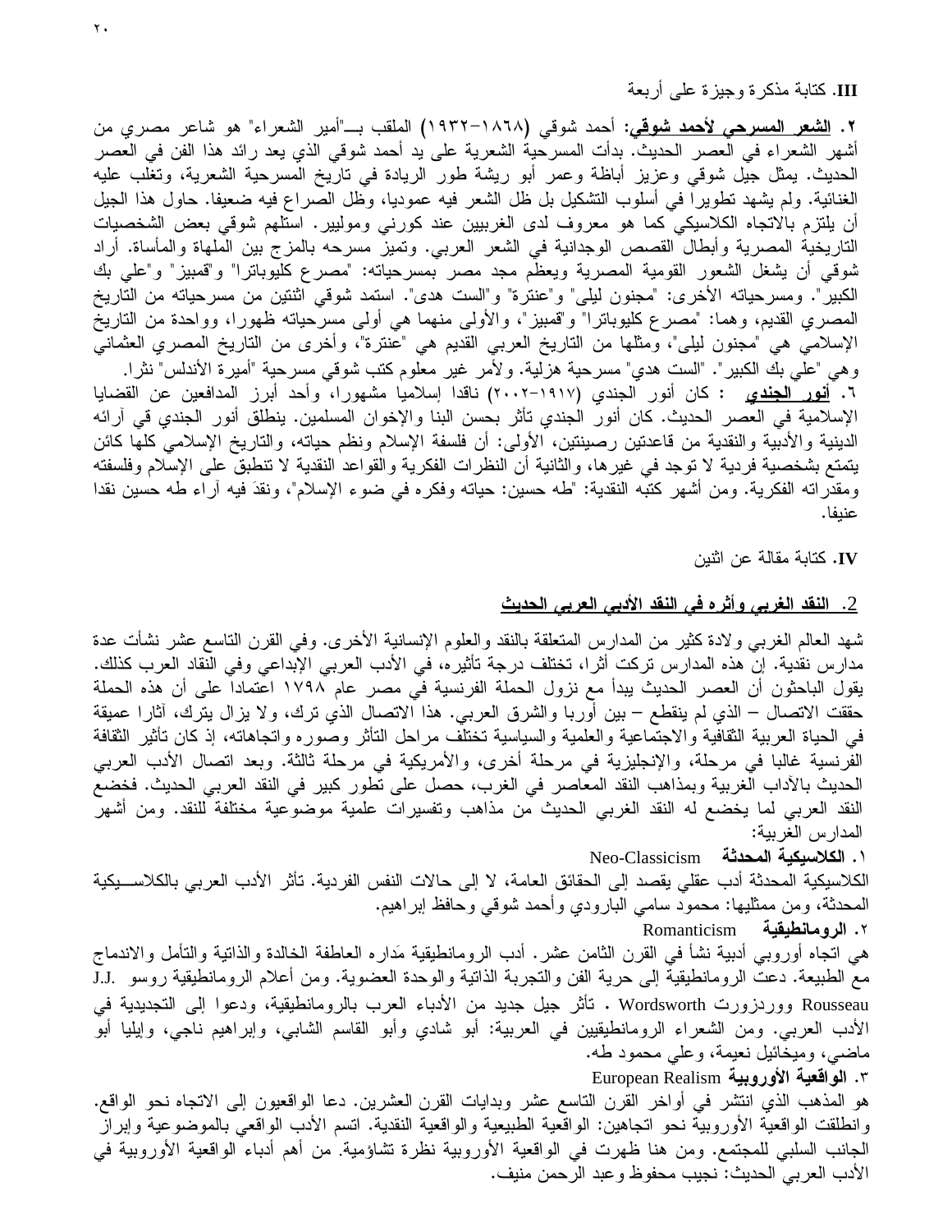**III.** كتابة مذكرة وجيزة على أربعة

**٢. الشعر المسرحي لأحمد شوقي:** أحمد شوقي (١٨٦٨–١٩٣٢) الملقب بـ"أمير الشعراء" هو شاعر مصري من أشهر الشعراء في العصر الحديث. بدأت المسرحية الشعرية على يد أحمد شوقي الذي يعد رائد هذا الفن في العصر الحديث. يمثل جيل شوقي وعزيز أباظة وعمر أبو ريشة طور الريادة في تاريخ المسرحية الشعرية، وتغلب عليه الغنائية. ولم يشهد تطويرا في أسلوب التشكيل بل ظل الشعر فيه عموديا، وظل الصراع فيه ضعيفا. حاول هذا الجيل أن يلتزم بالاتجاه الكلاسيكي كما هو معروف لدى الغربيين عند كورني وموليير. استلهم شوقي بعض الشخصيات التاريخية المصرية وأبطال القصص الوجدانية في الشعر العربي. وتميز مسرحه بالمزج بين الملهاة والمأساة. أراد شوقي أن يشغل الشعور القومية المصرية ويعظم مجد مصر بمسرحياته: "مصرع كليوباترا" و"قمبيز" و"علي بك الكبير". ومسرحياته الأخرى: "مجنون ليلى" و"عنترة" و"الست هدى". استمد شوقي اثنتين من مسرحياته من التاريخ المصري القديم، وهما: "مصرع كليوباترا" و"قمبيز"، والأولى منهما هي أولى مسرحياته ظهورا، وواحدة من التاريخ الإسلامي هي "مجنون ليلى"، ومثلها من التاريخ العربي القديم هي "عنترة"، وأخرى من التاريخ المصري العثماني وهي "علي بك الكبير". "الست هدي". مسرحية هزلية. ولأمر غير معلوم كتب شوقي مسرحية "أميرة الأندلس" نثرا.

**٦. أنور الجندي :** كان أنور الجندي (١٩١٧–٢٠٠٢) ناقدا إسلاميا مشهورا، وأحد أبرز المدافعين عن القضايا الإسلامية في العصر الحديث. كان أنور الجندي تأثر بحسن البنا والإخوان المسلمين. ينطلق أنور الجندي في آرائه الدينية والأدبية والنقدية من قاعدتين رصينتين، الأولى: أن فلسفة الإسلام ونظم حياته، والتاريخ الإسلامي كلها كائن يتمتع بشخصية فردية لا توجد في غيرها، والثانية أن النظرات الفكرية والقواعد النقدية لا تنطبق على الإسلام وفلسفته ومقدراته الفكرية. ومن أشهر كتبه النقدية: "طه حسين: حياته وفكره في ضوء الإسلام"، ونقدَ فيه آراء طه حسين نقدا عنيفا.

**IV.** كتابة مقالة عن اثنين

## 2. النقد الغربي وأثره في النقد الأدبي العربي الحديث

شهد العالم الغربي ولادة كثير من المدارس المتعلقة بالنقد والعلوم الإنسانية الأخرى. وفي القرن التاسع عشر نشأت عدة مدارس نقدية. إن هذه المدارس تركت أثرا، تختلف درجة تأثيره، في الأدب العربي الإبداعي وفي النقاد العرب كذلك. يقول الباحثون أن العصر الحديث يبدأ مع نزول الحملة الفرنسية في مصر عام ١٧٩٨ اعتمادا على أن هذه الحملة حققت الاتصال – الذي لم ينقطع – بين أوربا والشرق العربي. هذا الاتصال الذي ترك، ولا يزال يترك، آثارا عميقة في الحياة العربية الثقافية والاجتماعية والعلمية والسياسية تختلف مراحل التأثر وصوره واتجاهاته، إذ كان تأثير الثقافة الفرنسية غالبا في مرحلة، والإنجليزية في مرحلة أخرى، والأمريكية في مرحلة ثالثة. وبعد اتصال الأدب العربي الحديث بالآداب الغربية وبمذاهب النقد المعاصر في الغرب، حصل على تطور كبير في النقد العربي الحديث. فخضع النقد العربي لما يخضع له النقد الغربي الحديث من مذاهب وتفسيرات علمية موضوعية مختلفة للنقد. ومن أشهر المدارس الغربية:

**١. الكلاسيكية المحدثة** Neo-Classicism

الكلاسيكية المحدثة أدب عقلي يقصد إلى الحقائق العامة، لا إلى حالات النفس الفردية. تأثر الأدب العربي بالكلاسيكية المحدثة، ومن ممثليها: محمود سامي البارودي وأحمد شوقي وحافظ إبراهيم.

**٢. الرومانطيقية** Romanticism

هي اتجاه أوروبي أدبية نشأ في القرن الثامن عشر. أدب الرومانطيقية مَداره العاطفة الخالدة والذاتية والتأمل والاندماج مع الطبيعة. دعت الرومانطيقية إلى حرية الفن والتجربة الذاتية والوحدة العضوية. ومن أعلام الرومانطيقية روسو J.J. Rousseau ووردزورت Wordsworth . تأثر جيل جديد من الأدباء العرب بالرومانطيقية، ودعوا إلى التجديدية في الأدب العربي. ومن الشعراء الرومانطيقيين في العربية: أبو شادي وأبو القاسم الشابي، وإبراهيم ناجي، وإيليا أبو ماضي، وميخائيل نعيمة، وعلي محمود طه.

**٣. الواقعية الأوروبية** European Realism

هو المذهب الذي انتشر في أواخر القرن التاسع عشر وبدايات القرن العشرين. دعا الواقعيون إلى الاتجاه نحو الواقع. وانطلقت الواقعية الأوروبية نحو اتجاهين: الواقعية الطبيعية والواقعية النقدية. اتسم الأدب الواقعي بالموضوعية وإبراز الجانب السلبي للمجتمع. ومن هنا ظهرت في الواقعية الأوروبية نظرة تشاؤمية. من أهم أدباء الواقعية الأوروبية في الأدب العربي الحديث: نجيب محفوظ وعبد الرحمن منيف.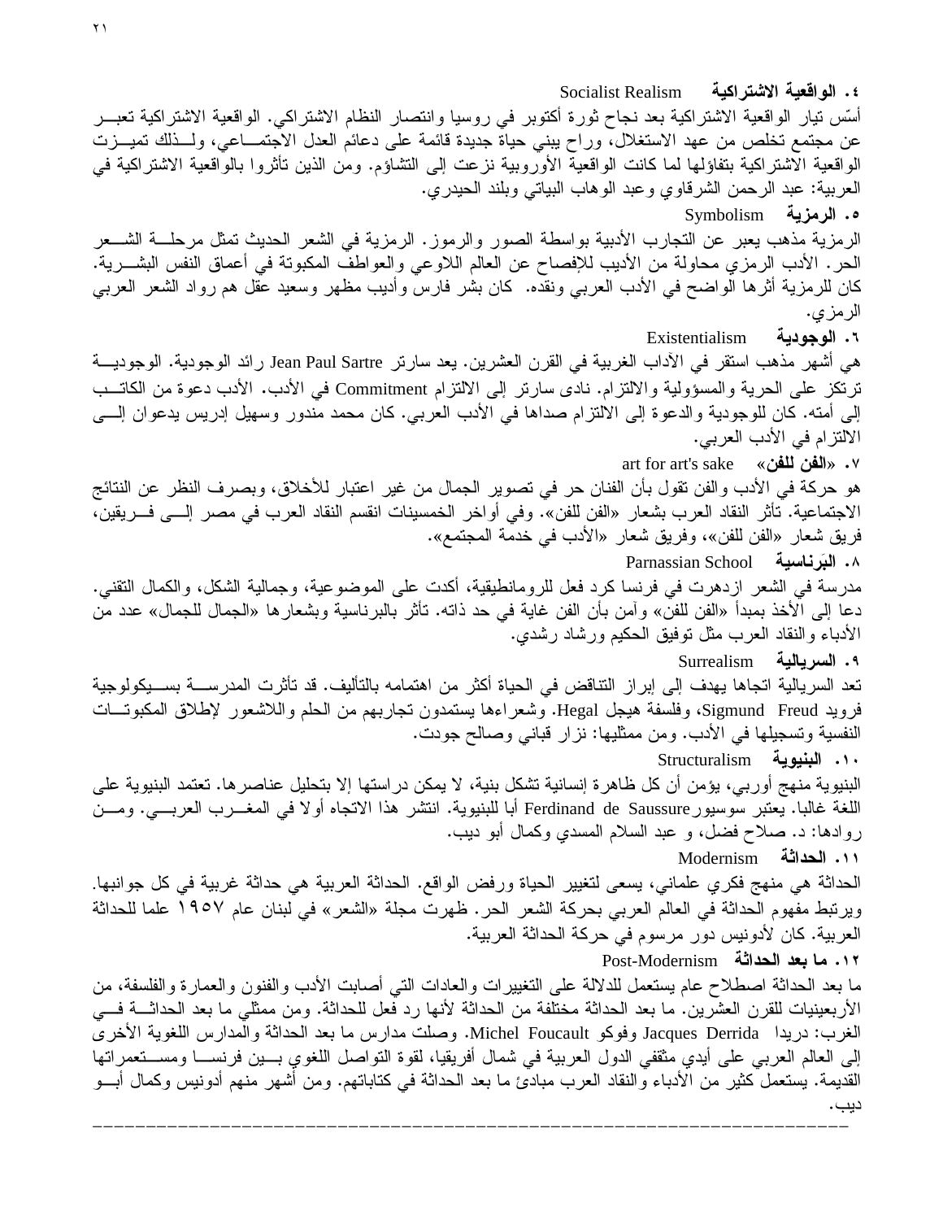### ٤. الواقعية الاشتراكية Socialist Realism

أسّس تيار الواقعية الاشتراكية بعد نجاح ثورة أكتوبر في روسيا وانتصار النظام الاشتراكي. الواقعية الاشتراكية تعبر عن مجتمع تخلص من عهد الاستغلال، وراح يبني حياة جديدة قائمة على دعائم العدل الاجتماعي، ولذلك تميزت الواقعية الاشتراكية بتفاؤلها لما كانت الواقعية الأوروبية نزعت إلى التشاؤم. ومن الذين تأثروا بالواقعية الاشتراكية في العربية: عبد الرحمن الشرقاوي وعبد الوهاب البياتي وبلند الحيدري.

### ٥. الرمزية Symbolism

الرمزية مذهب يعبر عن التجارب الأدبية بواسطة الصور والرموز. الرمزية في الشعر الحديث تمثل مرحلة الشعر الحر. الأدب الرمزي محاولة من الأديب للإفصاح عن العالم اللاوعي والعواطف المكبوتة في أعماق النفس البشرية. كان للرمزية أثرها الواضح في الأدب العربي ونقده. كان بشر فارس وأديب مظهر وسعيد عقل هم رواد الشعر العربي الرمزي.

### ٦. الوجودية Existentialism

هي أشهر مذهب استقر في الآداب الغربية في القرن العشرين. يعد سارتر Jean Paul Sartre رائد الوجودية. الوجودية ترتكز على الحرية والمسؤولية والالتزام. نادى سارتر إلى الالتزام Commitment في الأدب. الأدب دعوة من الكاتب إلى أمته. كان للوجودية والدعوة إلى الالتزام صداها في الأدب العربي. كان محمد مندور وسهيل إدريس يدعوان إلى الالتزام في الأدب العربي.

### ٧. «الفن للفن» art for art's sake

هو حركة في الأدب والفن تقول بأن الفنان حر في تصوير الجمال من غير اعتبار للأخلاق، وبصرف النظر عن النتائج الاجتماعية. تأثر النقاد العرب بشعار «الفن للفن». وفي أواخر الخمسينات انقسم النقاد العرب في مصر إلى فريقين، فريق شعار «الفن للفن»، وفريق شعار «الأدب في خدمة المجتمع».

### ٨. البَرناسية Parnassian School

مدرسة في الشعر ازدهرت في فرنسا كرد فعل للرومانطيقية، أكدت على الموضوعية، وجمالية الشكل، والكمال التقني. دعا إلى الأخذ بمبدأ «الفن للفن» وآمن بأن الفن غاية في حد ذاته. تأثر بالبرناسية وبشعارها «الجمال للجمال» عدد من الأدباء والنقاد العرب مثل توفيق الحكيم ورشاد رشدي.

### ٩. السريالية Surrealism

تعد السريالية اتجاها يهدف إلى إبراز التناقض في الحياة أكثر من اهتمامه بالتأليف. قد تأثرت المدرسة بسيكولوجية فرويد Sigmund Freud، وفلسفة هيجل Hegal. وشعراءها يستمدون تجاربهم من الحلم واللاشعور لإطلاق المكبوتات النفسية وتسجيلها في الأدب. ومن ممثليها: نزار قباني وصالح جودت.

### ١٠. البنيوية Structuralism

البنيوية منهج أوربي، يؤمن أن كل ظاهرة إنسانية تشكل بنية، لا يمكن دراستها إلا بتحليل عناصرها. تعتمد البنيوية على اللغة غالبا. يعتبر سوسيور Ferdinand de Saussure أبا للبنيوية. انتشر هذا الاتجاه أولا في المغرب العربي. ومن روادها: د. صلاح فضل، و عبد السلام المسدي وكمال أبو ديب.

### ١١. الحداثة Modernism

الحداثة هي منهج فكري علماني، يسعى لتغيير الحياة ورفض الواقع. الحداثة العربية هي حداثة غربية في كل جوانبها. ويرتبط مفهوم الحداثة في العالم العربي بحركة الشعر الحر. ظهرت مجلة «الشعر» في لبنان عام ١٩٥٧ علما للحداثة العربية. كان لأدونيس دور مرسوم في حركة الحداثة العربية.

### ١٢. ما بعد الحداثة Post-Modernism

ما بعد الحداثة اصطلاح عام يستعمل للدلالة على التغييرات والعادات التي أصابت الأدب والفنون والعمارة والفلسفة، من الأربعينيات للقرن العشرين. ما بعد الحداثة مختلفة من الحداثة لأنها رد فعل للحداثة. ومن ممثلي ما بعد الحداثة في الغرب: دريدا Jacques Derrida وفوكو Michel Foucault. وصلت مدارس ما بعد الحداثة والمدارس اللغوية الأخرى إلى العالم العربي على أيدي مثقفي الدول العربية في شمال أفريقيا، لقوة التواصل اللغوي بين فرنسا ومستعمراتها القديمة. يستعمل كثير من الأدباء والنقاد العرب مبادئ ما بعد الحداثة في كتاباتهم. ومن أشهر منهم أدونيس وكمال أبو ديب.

---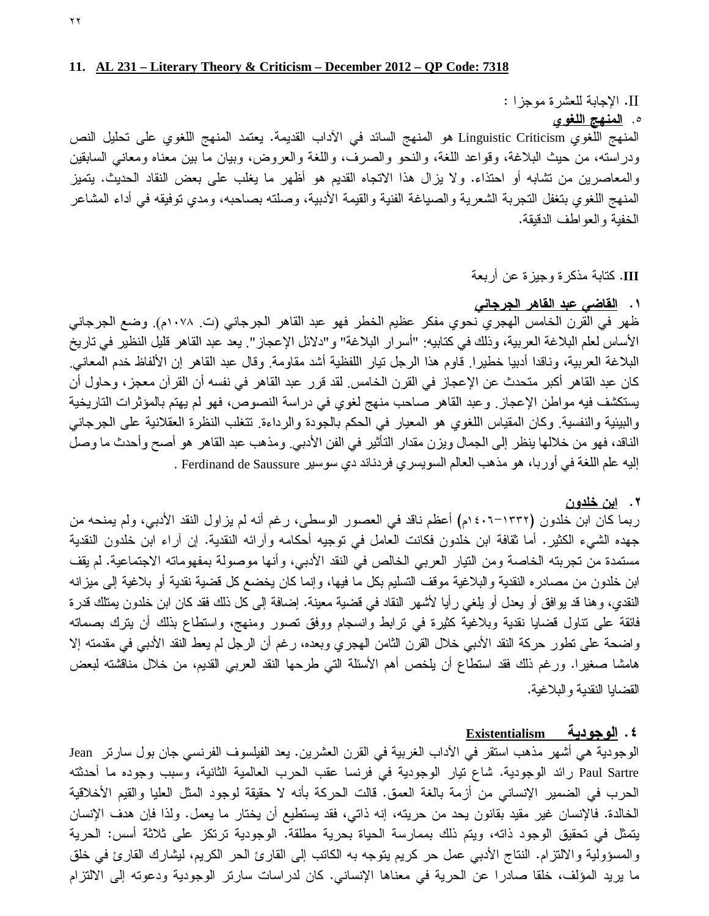**11. AL 231 – Literary Theory & Criticism – December 2012 – QP Code: 7318**

II. الإجابة للعشرة موجزا :

٥. **المنهج اللغوي**

المنهج اللغوي Linguistic Criticism هو المنهج السائد في الآداب القديمة. يعتمد المنهج اللغوي على تحليل النص ودراسته، من حيث البلاغة، وقواعد اللغة، والنحو والصرف، واللغة والعروض، وبيان ما بين معناه ومعاني السابقين والمعاصرين من تشابه أو احتذاء. ولا يزال هذا الاتجاه القديم هو أظهر ما يغلب على بعض النقاد الحديث. يتميز المنهج اللغوي بتغفل التجربة الشعرية والصياغة الفنية والقيمة الأدبية، وصلته بصاحبه، ومدي توفيقه في أداء المشاعر الخفية والعواطف الدقيقة.

**III.** كتابة مذكرة وجيزة عن أربعة

١. **القاضي عبد القاهر الجرجاني**

ظهر في القرن الخامس الهجري نحوي مفكر عظيم الخطر فهو عبد القاهر الجرجاني (ت. ١٠٧٨م). وضع الجرجاني الأساس لعلم البلاغة العربية، وذلك في كتابيه: "أسرار البلاغة" و"دلائل الإعجاز". يعد عبد القاهر قليل النظير في تاريخ البلاغة العربية، وناقدا أدبيا خطيرا. قاوم هذا الرجل تيار اللفظية أشد مقاومة. وقال عبد القاهر إن الألفاظ خدم المعاني. كان عبد القاهر أكبر متحدث عن الإعجاز في القرن الخامس. لقد قرر عبد القاهر في نفسه أن القرآن معجز، وحاول أن يستكشف فيه مواطن الإعجاز. وعبد القاهر صاحب منهج لغوي في دراسة النصوص، فهو لم يهتم بالمؤثرات التاريخية والبيئية والنفسية. وكان المقياس اللغوي هو المعيار في الحكم بالجودة والرداءة. تتغلب النظرة العقلانية على الجرجاني الناقد، فهو من خلالها ينظر إلى الجمال ويزن مقدار التأثير في الفن الأدبي. ومذهب عبد القاهر هو أصح وأحدث ما وصل إليه علم اللغة في أوربا، هو مذهب العالم السويسري فردناند دي سوسير Ferdinand de Saussure .

٢. **ابن خلدون**

ربما كان ابن خلدون (١٣٣٢–١٤٠٦م) أعظم ناقد في العصور الوسطى، رغم أنه لم يزاول النقد الأدبي، ولم يمنحه من جهده الشيء الكثير. أما ثقافة ابن خلدون فكانت العامل في توجيه أحكامه وآرائه النقدية. إن آراء ابن خلدون النقدية مستمدة من تجربته الخاصة ومن التيار العربي الخالص في النقد الأدبي، وأنها موصولة بمفهوماته الاجتماعية. لم يقف ابن خلدون من مصادره النقدية والبلاغية موقف التسليم بكل ما فيها، وإنما كان يخضع كل قضية نقدية أو بلاغية إلى ميزانه النقدي، وهنا قد يوافق أو يعدل أو يلغي رأيا لأشهر النقاد في قضية معينة. إضافة إلى كل ذلك فقد كان ابن خلدون يمتلك قدرة فائقة على تناول قضايا نقدية وبلاغية كثيرة في ترابط وانسجام ووفق تصور ومنهج، واستطاع بذلك أن يترك بصماته واضحة على تطور حركة النقد الأدبي خلال القرن الثامن الهجري وبعده، رغم أن الرجل لم يعط النقد الأدبي في مقدمته إلا هامشا صغيرا. ورغم ذلك فقد استطاع أن يلخص أهم الأسئلة التي طرحها النقد العربي القديم، من خلال مناقشته لبعض القضايا النقدية والبلاغية.

٤. **الوجودية Existentialism**

الوجودية هي أشهر مذهب استقر في الآداب الغربية في القرن العشرين. يعد الفيلسوف الفرنسي جان بول سارتر Jean Paul Sartre رائد الوجودية. شاع تيار الوجودية في فرنسا عقب الحرب العالمية الثانية، وسبب وجوده ما أحدثته الحرب في الضمير الإنساني من أزمة بالغة العمق. قالت الحركة بأنه لا حقيقة لوجود المثل العليا والقيم الأخلاقية الخالدة. فالإنسان غير مقيد بقانون يحد من حريته، إنه ذاتي، فقد يستطيع أن يختار ما يعمل. ولذا فإن هدف الإنسان يتمثل في تحقيق الوجود ذاته، ويتم ذلك بممارسة الحياة بحرية مطلقة. الوجودية ترتكز على ثلاثة أسس: الحرية والمسؤولية والالتزام. النتاج الأدبي عمل حر كريم يتوجه به الكاتب إلى القارئ الحر الكريم، ليشارك القارئ في خلق ما يريد المؤلف، خلقا صادرا عن الحرية في معناها الإنساني. كان لدراسات سارتر الوجودية ودعوته إلى الالتزام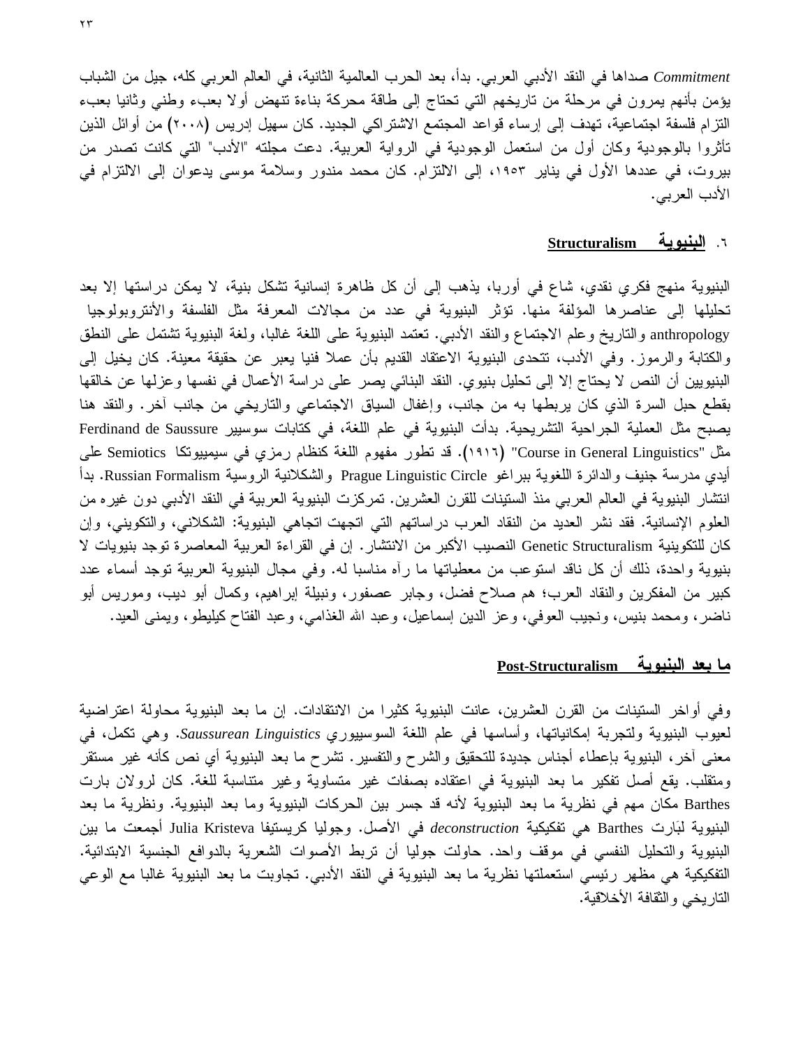*Commitment* صداها في النقد الأدبي العربي. بدأ، بعد الحرب العالمية الثانية، في العالم العربي كله، جيل من الشباب يؤمن بأنهم يمرون في مرحلة من تاريخهم التي تحتاج إلى طاقة محركة بناءة تنهض أولا بعبء وطني وثانيا بعبء التزام فلسفة اجتماعية، تهدف إلى إرساء قواعد المجتمع الاشتراكي الجديد. كان سهيل إدريس (٢٠٠٨) من أوائل الذين تأثروا بالوجودية وكان أول من استعمل الوجودية في الرواية العربية. دعت مجلته "الأدب" التي كانت تصدر من بيروت، في عددها الأول في يناير ١٩٥٣، إلى الالتزام. كان محمد مندور وسلامة موسى يدعوان إلى الالتزام في الأدب العربي.

## ٦. البنيوية **Structuralism**

البنيوية منهج فكري نقدي، شاع في أوربا، يذهب إلى أن كل ظاهرة إنسانية تشكل بنية، لا يمكن دراستها إلا بعد تحليلها إلى عناصرها المؤلفة منها. تؤثر البنيوية في عدد من مجالات المعرفة مثل الفلسفة والأنتروبولوجيا anthropology والتاريخ وعلم الاجتماع والنقد الأدبي. تعتمد البنيوية على اللغة غالبا، ولغة البنيوية تشتمل على النطق والكتابة والرموز. وفي الأدب، تتحدى البنيوية الاعتقاد القديم بأن عملا فنيا يعبر عن حقيقة معينة. كان يخيل إلى البنيويين أن النص لا يحتاج إلا إلى تحليل بنيوي. النقد البنائي يصر على دراسة الأعمال في نفسها وعزلها عن خالقها بقطع حبل السرة الذي كان يربطها به من جانب، وإغفال السياق الاجتماعي والتاريخي من جانب آخر. والنقد هنا يصبح مثل العملية الجراحية التشريحية. بدأت البنيوية في علم اللغة، في كتابات سوسير Ferdinand de Saussure مثل "Course in General Linguistics" (١٩١٦). قد تطور مفهوم اللغة كنظام رمزي في سيميوتكا Semiotics على أيدي مدرسة جنيف والدائرة اللغوية ببراغو Prague Linguistic Circle والشكلانية الروسية Russian Formalism. بدأ انتشار البنيوية في العالم العربي منذ الستينات للقرن العشرين. تمركزت البنيوية العربية في النقد الأدبي دون غيره من العلوم الإنسانية. فقد نشر العديد من النقاد العرب دراساتهم التي اتجهت اتجاهي البنيوية: الشكلاني، والتكويني، وإن كان للتكوينية Genetic Structuralism النصيب الأكبر من الانتشار. إن في القراءة العربية المعاصرة توجد بنيويات لا بنيوية واحدة، ذلك أن كل ناقد استوعب من معطياتها ما رآه مناسبا له. وفي مجال البنيوية العربية توجد أسماء عدد كبير من المفكرين والنقاد العرب؛ هم صلاح فضل، وجابر عصفور، ونبيلة إبراهيم، وكمال أبو ديب، وموريس أبو ناضر، ومحمد بنيس، ونجيب العوفي، وعز الدين إسماعيل، وعبد الله الغذامي، وعبد الفتاح كيليطو، ويمنى العيد.

## ما بعد البنيوية **Post-Structuralism**

وفي أواخر الستينات من القرن العشرين، عانت البنيوية كثيرا من الانتقادات. إن ما بعد البنيوية محاولة اعتراضية لعيوب البنيوية ولتجربة إمكانياتها، وأساسها في علم اللغة السوسييوري *Saussurean Linguistics*. وهي تكمل، في معنى آخر، البنيوية بإعطاء أجناس جديدة للتحقيق والشرح والتفسير. تشرح ما بعد البنيوية أي نص كأنه غير مستقر ومتقلب. يقع أصل تفكير ما بعد البنيوية في اعتقاده بصفات غير متساوية وغير متناسبة للغة. كان لرولان بارت Barthes مكان مهم في نظرية ما بعد البنيوية لأنه قد جسر بين الحركات البنيوية وما بعد البنيوية. ونظرية ما بعد البنيوية لبَارت Barthes هي تفكيكية *deconstruction* في الأصل. وجوليا كريستيفا Julia Kristeva أجمعت ما بين البنيوية والتحليل النفسي في موقف واحد. حاولت جوليا أن تربط الأصوات الشعرية بالدوافع الجنسية الابتدائية. التفكيكية هي مظهر رئيسي استعملتها نظرية ما بعد البنيوية في النقد الأدبي. تجاوبت ما بعد البنيوية غالبا مع الوعي التاريخي والثقافة الأخلاقية.